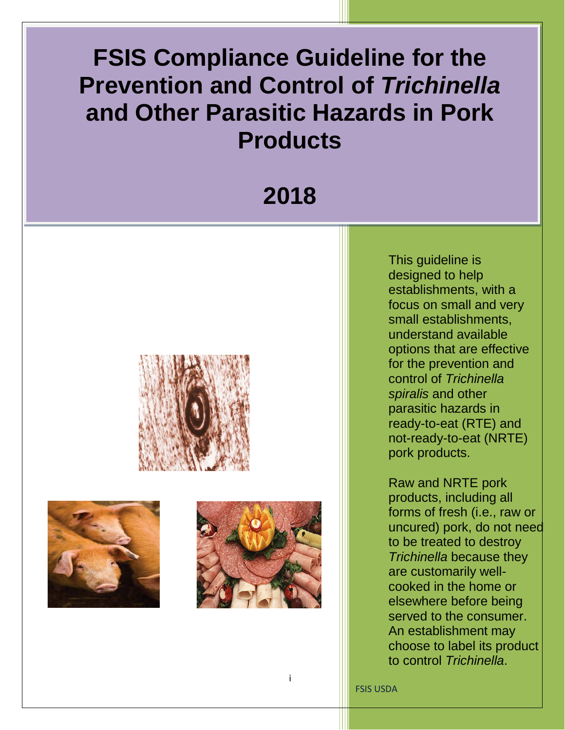# FSIS Compliance Guideline for the Prevention and Control of *Trichinella* and Other Parasitic Hazards in Pork Products

# 2018

This guideline is designed to help establishments, with a focus on small and very small establishments, understand available options that are effective for the prevention and control of *Trichinella spiralis* and other parasitic hazards in ready-to-eat (RTE) and not-ready-to-eat (NRTE) pork products.

Raw and NRTE pork products, including all forms of fresh (i.e., raw or uncured) pork, do not need to be treated to destroy *Trichinella* because they are customarily well-cooked in the home or elsewhere before being served to the consumer. An establishment may choose to label its product to control *Trichinella*.

FSIS USDA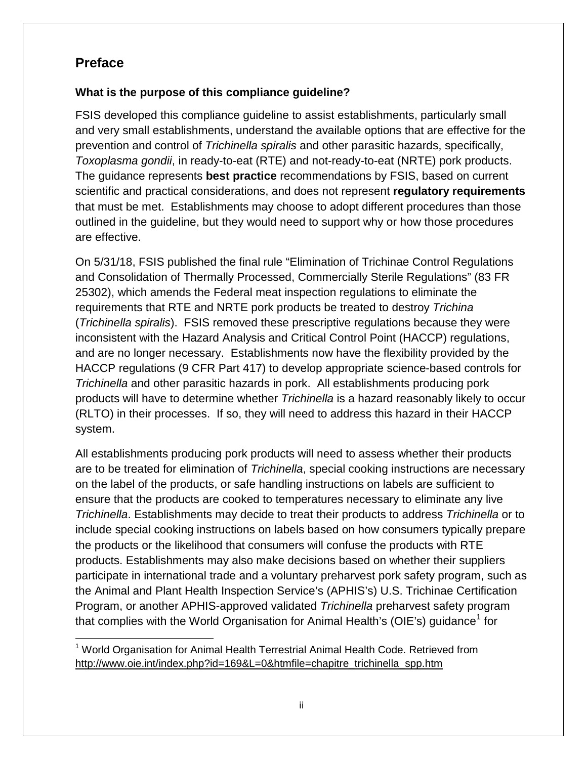## Preface

### What is the purpose of this compliance guideline?

FSIS developed this compliance guideline to assist establishments, particularly small and very small establishments, understand the available options that are effective for the prevention and control of *Trichinella spiralis* and other parasitic hazards, specifically, *Toxoplasma gondii*, in ready-to-eat (RTE) and not-ready-to-eat (NRTE) pork products. The guidance represents **best practice** recommendations by FSIS, based on current scientific and practical considerations, and does not represent **regulatory requirements** that must be met. Establishments may choose to adopt different procedures than those outlined in the guideline, but they would need to support why or how those procedures are effective.

On 5/31/18, FSIS published the final rule "Elimination of Trichinae Control Regulations and Consolidation of Thermally Processed, Commercially Sterile Regulations" (83 FR 25302), which amends the Federal meat inspection regulations to eliminate the requirements that RTE and NRTE pork products be treated to destroy *Trichina* (*Trichinella spiralis*). FSIS removed these prescriptive regulations because they were inconsistent with the Hazard Analysis and Critical Control Point (HACCP) regulations, and are no longer necessary. Establishments now have the flexibility provided by the HACCP regulations (9 CFR Part 417) to develop appropriate science-based controls for *Trichinella* and other parasitic hazards in pork. All establishments producing pork products will have to determine whether *Trichinella* is a hazard reasonably likely to occur (RLTO) in their processes. If so, they will need to address this hazard in their HACCP system.

All establishments producing pork products will need to assess whether their products are to be treated for elimination of *Trichinella*, special cooking instructions are necessary on the label of the products, or safe handling instructions on labels are sufficient to ensure that the products are cooked to temperatures necessary to eliminate any live *Trichinella*. Establishments may decide to treat their products to address *Trichinella* or to include special cooking instructions on labels based on how consumers typically prepare the products or the likelihood that consumers will confuse the products with RTE products. Establishments may also make decisions based on whether their suppliers participate in international trade and a voluntary preharvest pork safety program, such as the Animal and Plant Health Inspection Service's (APHIS's) U.S. Trichinae Certification Program, or another APHIS-approved validated *Trichinella* preharvest safety program that complies with the World Organisation for Animal Health's (OIE's) guidance[1] for

[1] World Organisation for Animal Health Terrestrial Animal Health Code. Retrieved from http://www.oie.int/index.php?id=169&L=0&htmfile=chapitre_trichinella_spp.htm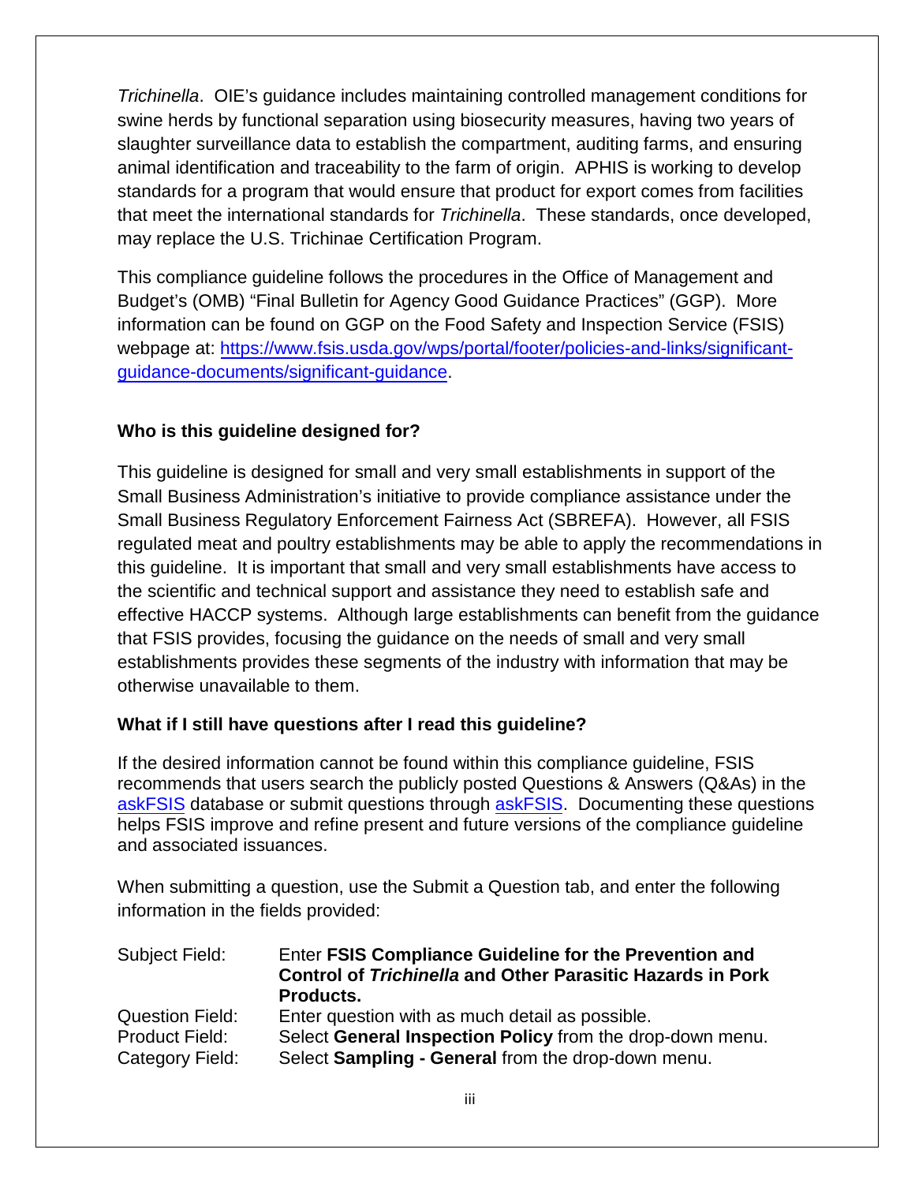*Trichinella*. OIE's guidance includes maintaining controlled management conditions for swine herds by functional separation using biosecurity measures, having two years of slaughter surveillance data to establish the compartment, auditing farms, and ensuring animal identification and traceability to the farm of origin. APHIS is working to develop standards for a program that would ensure that product for export comes from facilities that meet the international standards for *Trichinella*. These standards, once developed, may replace the U.S. Trichinae Certification Program.

This compliance guideline follows the procedures in the Office of Management and Budget's (OMB) "Final Bulletin for Agency Good Guidance Practices" (GGP). More information can be found on GGP on the Food Safety and Inspection Service (FSIS) webpage at: [https://www.fsis.usda.gov/wps/portal/footer/policies-and-links/significant-guidance-documents/significant-guidance](https://www.fsis.usda.gov/wps/portal/footer/policies-and-links/significant-guidance-documents/significant-guidance).

### Who is this guideline designed for?

This guideline is designed for small and very small establishments in support of the Small Business Administration's initiative to provide compliance assistance under the Small Business Regulatory Enforcement Fairness Act (SBREFA). However, all FSIS regulated meat and poultry establishments may be able to apply the recommendations in this guideline. It is important that small and very small establishments have access to the scientific and technical support and assistance they need to establish safe and effective HACCP systems. Although large establishments can benefit from the guidance that FSIS provides, focusing the guidance on the needs of small and very small establishments provides these segments of the industry with information that may be otherwise unavailable to them.

### What if I still have questions after I read this guideline?

If the desired information cannot be found within this compliance guideline, FSIS recommends that users search the publicly posted Questions & Answers (Q&As) in the askFSIS database or submit questions through askFSIS. Documenting these questions helps FSIS improve and refine present and future versions of the compliance guideline and associated issuances.

When submitting a question, use the Submit a Question tab, and enter the following information in the fields provided:

| | |
|---|---|
| Subject Field: | Enter **FSIS Compliance Guideline for the Prevention and Control of *Trichinella* and Other Parasitic Hazards in Pork Products.** |
| Question Field: | Enter question with as much detail as possible. |
| Product Field: | Select **General Inspection Policy** from the drop-down menu. |
| Category Field: | Select **Sampling - General** from the drop-down menu. |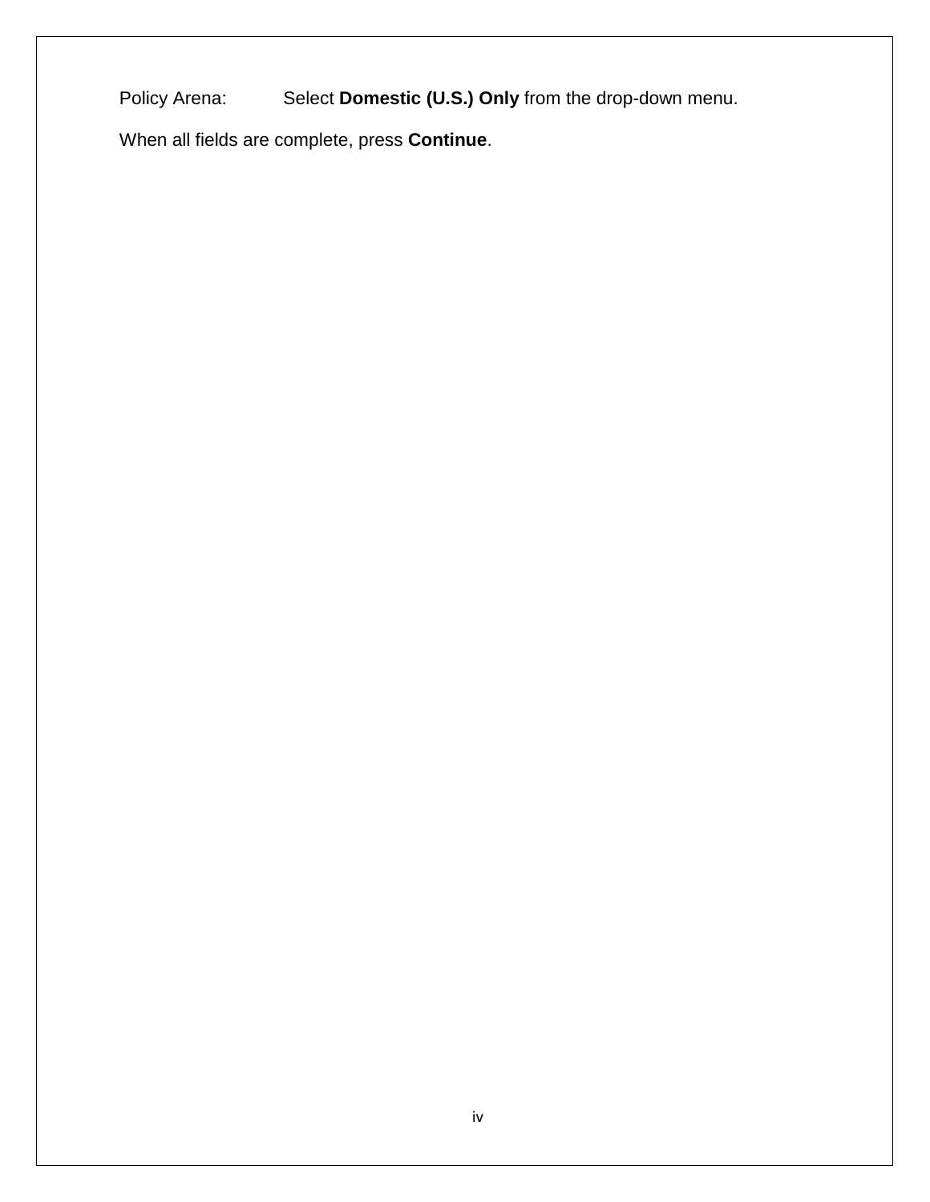Policy Arena: Select **Domestic (U.S.) Only** from the drop-down menu.

When all fields are complete, press **Continue**.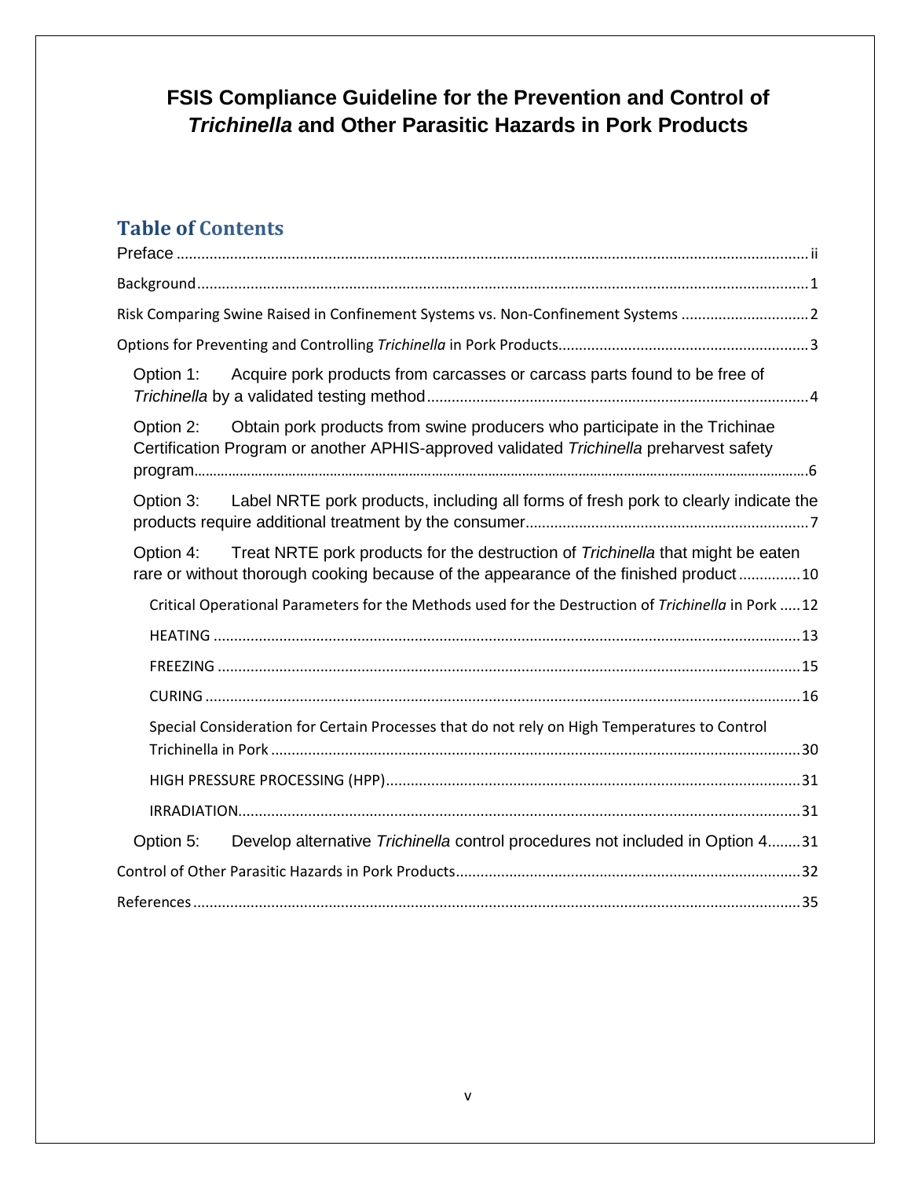# FSIS Compliance Guideline for the Prevention and Control of *Trichinella* and Other Parasitic Hazards in Pork Products

## Table of Contents

Preface .......... ii

Background .......... 1

Risk Comparing Swine Raised in Confinement Systems vs. Non-Confinement Systems .......... 2

Options for Preventing and Controlling *Trichinella* in Pork Products .......... 3

- Option 1: Acquire pork products from carcasses or carcass parts found to be free of *Trichinella* by a validated testing method .......... 4
- Option 2: Obtain pork products from swine producers who participate in the Trichinae Certification Program or another APHIS-approved validated *Trichinella* preharvest safety program .......... 6
- Option 3: Label NRTE pork products, including all forms of fresh pork to clearly indicate the products require additional treatment by the consumer .......... 7
- Option 4: Treat NRTE pork products for the destruction of *Trichinella* that might be eaten rare or without thorough cooking because of the appearance of the finished product .......... 10
  - Critical Operational Parameters for the Methods used for the Destruction of *Trichinella* in Pork .......... 12
  - HEATING .......... 13
  - FREEZING .......... 15
  - CURING .......... 16
  - Special Consideration for Certain Processes that do not rely on High Temperatures to Control Trichinella in Pork .......... 30
  - HIGH PRESSURE PROCESSING (HPP) .......... 31
  - IRRADIATION .......... 31
- Option 5: Develop alternative *Trichinella* control procedures not included in Option 4 .......... 31

Control of Other Parasitic Hazards in Pork Products .......... 32

References .......... 35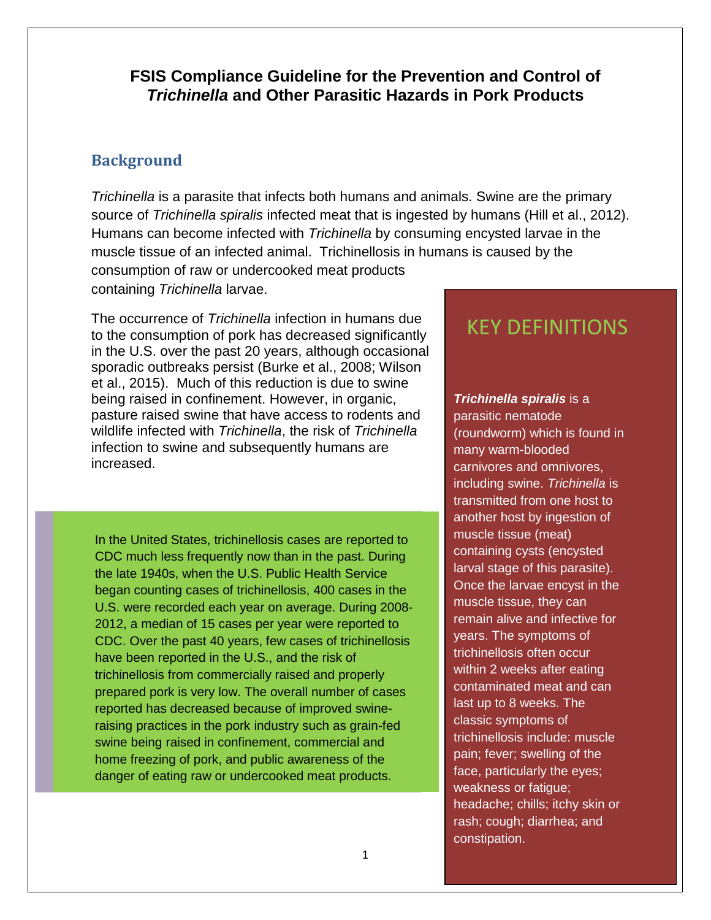# FSIS Compliance Guideline for the Prevention and Control of *Trichinella* and Other Parasitic Hazards in Pork Products

## Background

*Trichinella* is a parasite that infects both humans and animals. Swine are the primary source of *Trichinella spiralis* infected meat that is ingested by humans (Hill et al., 2012). Humans can become infected with *Trichinella* by consuming encysted larvae in the muscle tissue of an infected animal. Trichinellosis in humans is caused by the consumption of raw or undercooked meat products containing *Trichinella* larvae.

The occurrence of *Trichinella* infection in humans due to the consumption of pork has decreased significantly in the U.S. over the past 20 years, although occasional sporadic outbreaks persist (Burke et al., 2008; Wilson et al., 2015). Much of this reduction is due to swine being raised in confinement. However, in organic, pasture raised swine that have access to rodents and wildlife infected with *Trichinella*, the risk of *Trichinella* infection to swine and subsequently humans are increased.

In the United States, trichinellosis cases are reported to CDC much less frequently now than in the past. During the late 1940s, when the U.S. Public Health Service began counting cases of trichinellosis, 400 cases in the U.S. were recorded each year on average. During 2008-2012, a median of 15 cases per year were reported to CDC. Over the past 40 years, few cases of trichinellosis have been reported in the U.S., and the risk of trichinellosis from commercially raised and properly prepared pork is very low. The overall number of cases reported has decreased because of improved swine-raising practices in the pork industry such as grain-fed swine being raised in confinement, commercial and home freezing of pork, and public awareness of the danger of eating raw or undercooked meat products.

## KEY DEFINITIONS

***Trichinella spiralis*** is a parasitic nematode (roundworm) which is found in many warm-blooded carnivores and omnivores, including swine. *Trichinella* is transmitted from one host to another host by ingestion of muscle tissue (meat) containing cysts (encysted larval stage of this parasite). Once the larvae encyst in the muscle tissue, they can remain alive and infective for years. The symptoms of trichinellosis often occur within 2 weeks after eating contaminated meat and can last up to 8 weeks. The classic symptoms of trichinellosis include: muscle pain; fever; swelling of the face, particularly the eyes; weakness or fatigue; headache; chills; itchy skin or rash; cough; diarrhea; and constipation.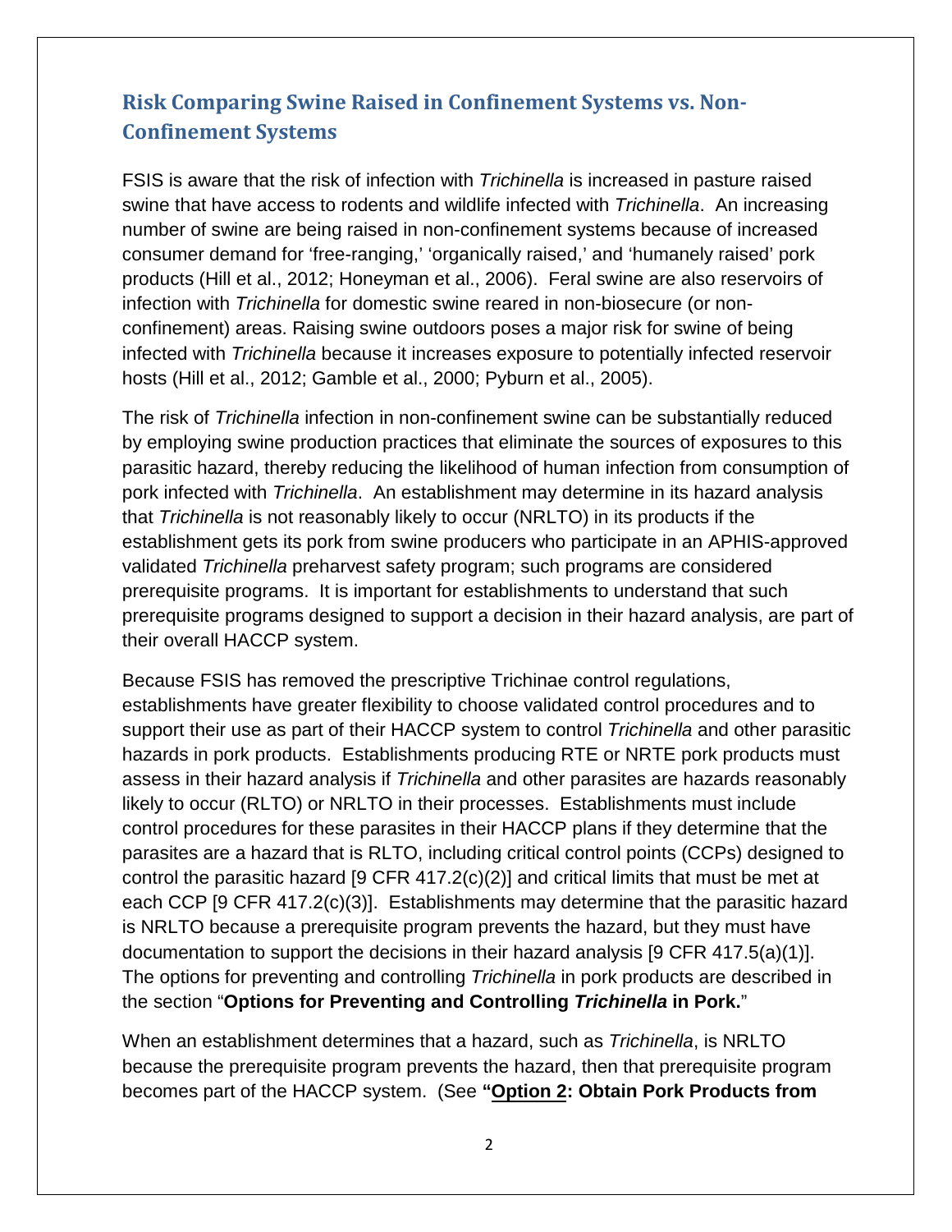## Risk Comparing Swine Raised in Confinement Systems vs. Non-Confinement Systems

FSIS is aware that the risk of infection with *Trichinella* is increased in pasture raised swine that have access to rodents and wildlife infected with *Trichinella*. An increasing number of swine are being raised in non-confinement systems because of increased consumer demand for 'free-ranging,' 'organically raised,' and 'humanely raised' pork products (Hill et al., 2012; Honeyman et al., 2006). Feral swine are also reservoirs of infection with *Trichinella* for domestic swine reared in non-biosecure (or non-confinement) areas. Raising swine outdoors poses a major risk for swine of being infected with *Trichinella* because it increases exposure to potentially infected reservoir hosts (Hill et al., 2012; Gamble et al., 2000; Pyburn et al., 2005).

The risk of *Trichinella* infection in non-confinement swine can be substantially reduced by employing swine production practices that eliminate the sources of exposures to this parasitic hazard, thereby reducing the likelihood of human infection from consumption of pork infected with *Trichinella*. An establishment may determine in its hazard analysis that *Trichinella* is not reasonably likely to occur (NRLTO) in its products if the establishment gets its pork from swine producers who participate in an APHIS-approved validated *Trichinella* preharvest safety program; such programs are considered prerequisite programs. It is important for establishments to understand that such prerequisite programs designed to support a decision in their hazard analysis, are part of their overall HACCP system.

Because FSIS has removed the prescriptive Trichinae control regulations, establishments have greater flexibility to choose validated control procedures and to support their use as part of their HACCP system to control *Trichinella* and other parasitic hazards in pork products. Establishments producing RTE or NRTE pork products must assess in their hazard analysis if *Trichinella* and other parasites are hazards reasonably likely to occur (RLTO) or NRLTO in their processes. Establishments must include control procedures for these parasites in their HACCP plans if they determine that the parasites are a hazard that is RLTO, including critical control points (CCPs) designed to control the parasitic hazard [9 CFR 417.2(c)(2)] and critical limits that must be met at each CCP [9 CFR 417.2(c)(3)]. Establishments may determine that the parasitic hazard is NRLTO because a prerequisite program prevents the hazard, but they must have documentation to support the decisions in their hazard analysis [9 CFR 417.5(a)(1)]. The options for preventing and controlling *Trichinella* in pork products are described in the section "**Options for Preventing and Controlling *Trichinella* in Pork.**"

When an establishment determines that a hazard, such as *Trichinella*, is NRLTO because the prerequisite program prevents the hazard, then that prerequisite program becomes part of the HACCP system. (See **"Option 2: Obtain Pork Products from**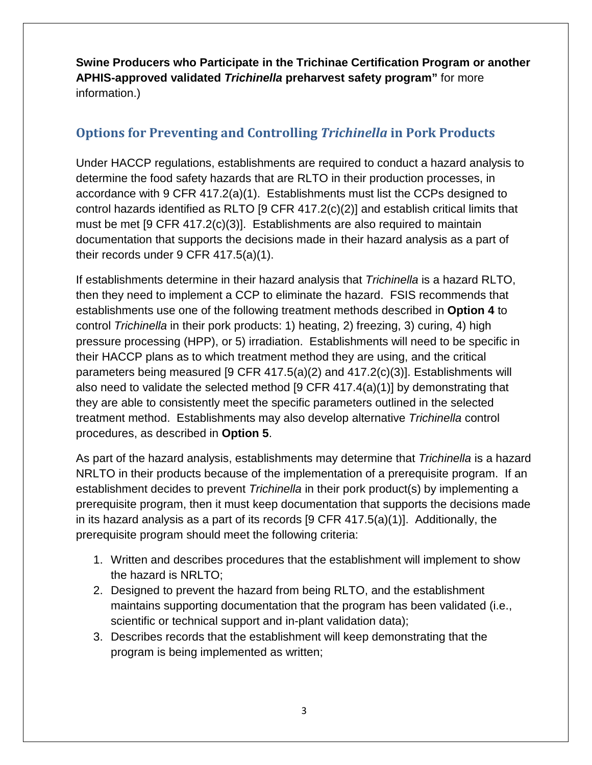**Swine Producers who Participate in the Trichinae Certification Program or another APHIS-approved validated *Trichinella* preharvest safety program"** for more information.)

## Options for Preventing and Controlling *Trichinella* in Pork Products

Under HACCP regulations, establishments are required to conduct a hazard analysis to determine the food safety hazards that are RLTO in their production processes, in accordance with 9 CFR 417.2(a)(1). Establishments must list the CCPs designed to control hazards identified as RLTO [9 CFR 417.2(c)(2)] and establish critical limits that must be met [9 CFR 417.2(c)(3)]. Establishments are also required to maintain documentation that supports the decisions made in their hazard analysis as a part of their records under 9 CFR 417.5(a)(1).

If establishments determine in their hazard analysis that *Trichinella* is a hazard RLTO, then they need to implement a CCP to eliminate the hazard. FSIS recommends that establishments use one of the following treatment methods described in **Option 4** to control *Trichinella* in their pork products: 1) heating, 2) freezing, 3) curing, 4) high pressure processing (HPP), or 5) irradiation. Establishments will need to be specific in their HACCP plans as to which treatment method they are using, and the critical parameters being measured [9 CFR 417.5(a)(2) and 417.2(c)(3)]. Establishments will also need to validate the selected method [9 CFR 417.4(a)(1)] by demonstrating that they are able to consistently meet the specific parameters outlined in the selected treatment method. Establishments may also develop alternative *Trichinella* control procedures, as described in **Option 5**.

As part of the hazard analysis, establishments may determine that *Trichinella* is a hazard NRLTO in their products because of the implementation of a prerequisite program. If an establishment decides to prevent *Trichinella* in their pork product(s) by implementing a prerequisite program, then it must keep documentation that supports the decisions made in its hazard analysis as a part of its records [9 CFR 417.5(a)(1)]. Additionally, the prerequisite program should meet the following criteria:

1. Written and describes procedures that the establishment will implement to show the hazard is NRLTO;
2. Designed to prevent the hazard from being RLTO, and the establishment maintains supporting documentation that the program has been validated (i.e., scientific or technical support and in-plant validation data);
3. Describes records that the establishment will keep demonstrating that the program is being implemented as written;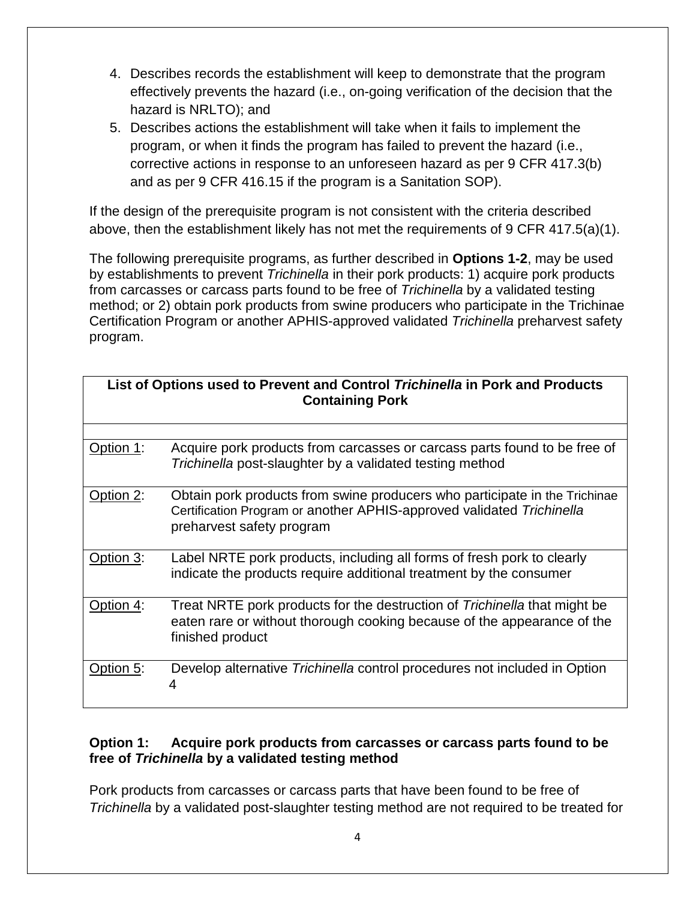4. Describes records the establishment will keep to demonstrate that the program effectively prevents the hazard (i.e., on-going verification of the decision that the hazard is NRLTO); and
5. Describes actions the establishment will take when it fails to implement the program, or when it finds the program has failed to prevent the hazard (i.e., corrective actions in response to an unforeseen hazard as per 9 CFR 417.3(b) and as per 9 CFR 416.15 if the program is a Sanitation SOP).

If the design of the prerequisite program is not consistent with the criteria described above, then the establishment likely has not met the requirements of 9 CFR 417.5(a)(1).

The following prerequisite programs, as further described in **Options 1-2**, may be used by establishments to prevent *Trichinella* in their pork products: 1) acquire pork products from carcasses or carcass parts found to be free of *Trichinella* by a validated testing method; or 2) obtain pork products from swine producers who participate in the Trichinae Certification Program or another APHIS-approved validated *Trichinella* preharvest safety program.

| **List of Options used to Prevent and Control *Trichinella* in Pork and Products Containing Pork** | |
|---|---|
| | |
| Option 1: | Acquire pork products from carcasses or carcass parts found to be free of *Trichinella* post-slaughter by a validated testing method |
| Option 2: | Obtain pork products from swine producers who participate in the Trichinae Certification Program or another APHIS-approved validated *Trichinella* preharvest safety program |
| Option 3: | Label NRTE pork products, including all forms of fresh pork to clearly indicate the products require additional treatment by the consumer |
| Option 4: | Treat NRTE pork products for the destruction of *Trichinella* that might be eaten rare or without thorough cooking because of the appearance of the finished product |
| Option 5: | Develop alternative *Trichinella* control procedures not included in Option 4 |

**Option 1: Acquire pork products from carcasses or carcass parts found to be free of *Trichinella* by a validated testing method**

Pork products from carcasses or carcass parts that have been found to be free of *Trichinella* by a validated post-slaughter testing method are not required to be treated for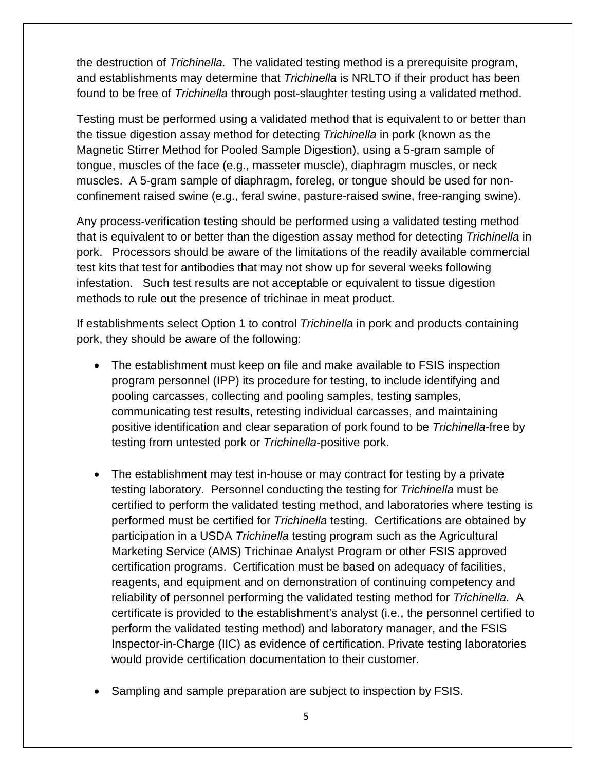the destruction of *Trichinella.* The validated testing method is a prerequisite program, and establishments may determine that *Trichinella* is NRLTO if their product has been found to be free of *Trichinella* through post-slaughter testing using a validated method.

Testing must be performed using a validated method that is equivalent to or better than the tissue digestion assay method for detecting *Trichinella* in pork (known as the Magnetic Stirrer Method for Pooled Sample Digestion), using a 5-gram sample of tongue, muscles of the face (e.g., masseter muscle), diaphragm muscles, or neck muscles. A 5-gram sample of diaphragm, foreleg, or tongue should be used for non-confinement raised swine (e.g., feral swine, pasture-raised swine, free-ranging swine).

Any process-verification testing should be performed using a validated testing method that is equivalent to or better than the digestion assay method for detecting *Trichinella* in pork. Processors should be aware of the limitations of the readily available commercial test kits that test for antibodies that may not show up for several weeks following infestation. Such test results are not acceptable or equivalent to tissue digestion methods to rule out the presence of trichinae in meat product.

If establishments select Option 1 to control *Trichinella* in pork and products containing pork, they should be aware of the following:

- The establishment must keep on file and make available to FSIS inspection program personnel (IPP) its procedure for testing, to include identifying and pooling carcasses, collecting and pooling samples, testing samples, communicating test results, retesting individual carcasses, and maintaining positive identification and clear separation of pork found to be *Trichinella*-free by testing from untested pork or *Trichinella*-positive pork.

- The establishment may test in-house or may contract for testing by a private testing laboratory. Personnel conducting the testing for *Trichinella* must be certified to perform the validated testing method, and laboratories where testing is performed must be certified for *Trichinella* testing. Certifications are obtained by participation in a USDA *Trichinella* testing program such as the Agricultural Marketing Service (AMS) Trichinae Analyst Program or other FSIS approved certification programs. Certification must be based on adequacy of facilities, reagents, and equipment and on demonstration of continuing competency and reliability of personnel performing the validated testing method for *Trichinella*. A certificate is provided to the establishment's analyst (i.e., the personnel certified to perform the validated testing method) and laboratory manager, and the FSIS Inspector-in-Charge (IIC) as evidence of certification. Private testing laboratories would provide certification documentation to their customer.

- Sampling and sample preparation are subject to inspection by FSIS.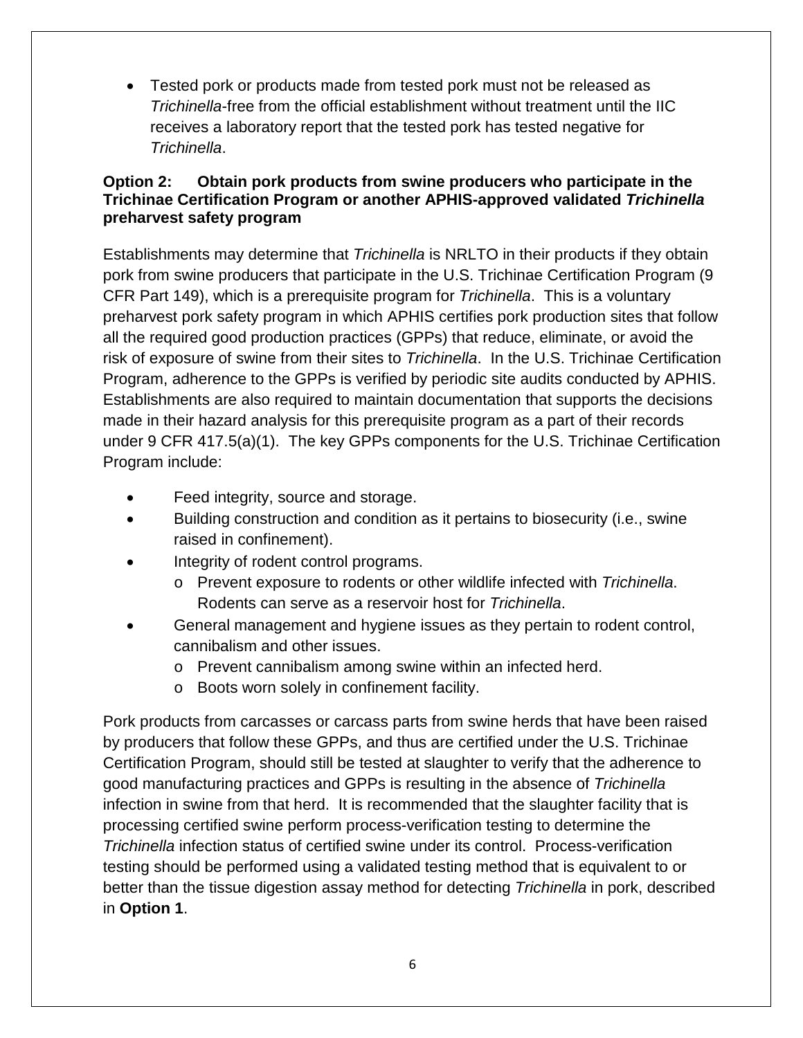- Tested pork or products made from tested pork must not be released as *Trichinella*-free from the official establishment without treatment until the IIC receives a laboratory report that the tested pork has tested negative for *Trichinella*.

**Option 2: Obtain pork products from swine producers who participate in the Trichinae Certification Program or another APHIS-approved validated *Trichinella* preharvest safety program**

Establishments may determine that *Trichinella* is NRLTO in their products if they obtain pork from swine producers that participate in the U.S. Trichinae Certification Program (9 CFR Part 149), which is a prerequisite program for *Trichinella*. This is a voluntary preharvest pork safety program in which APHIS certifies pork production sites that follow all the required good production practices (GPPs) that reduce, eliminate, or avoid the risk of exposure of swine from their sites to *Trichinella*. In the U.S. Trichinae Certification Program, adherence to the GPPs is verified by periodic site audits conducted by APHIS. Establishments are also required to maintain documentation that supports the decisions made in their hazard analysis for this prerequisite program as a part of their records under 9 CFR 417.5(a)(1). The key GPPs components for the U.S. Trichinae Certification Program include:

- Feed integrity, source and storage.
- Building construction and condition as it pertains to biosecurity (i.e., swine raised in confinement).
- Integrity of rodent control programs.
  - Prevent exposure to rodents or other wildlife infected with *Trichinella*. Rodents can serve as a reservoir host for *Trichinella*.
- General management and hygiene issues as they pertain to rodent control, cannibalism and other issues.
  - Prevent cannibalism among swine within an infected herd.
  - Boots worn solely in confinement facility.

Pork products from carcasses or carcass parts from swine herds that have been raised by producers that follow these GPPs, and thus are certified under the U.S. Trichinae Certification Program, should still be tested at slaughter to verify that the adherence to good manufacturing practices and GPPs is resulting in the absence of *Trichinella* infection in swine from that herd. It is recommended that the slaughter facility that is processing certified swine perform process-verification testing to determine the *Trichinella* infection status of certified swine under its control. Process-verification testing should be performed using a validated testing method that is equivalent to or better than the tissue digestion assay method for detecting *Trichinella* in pork, described in **Option 1**.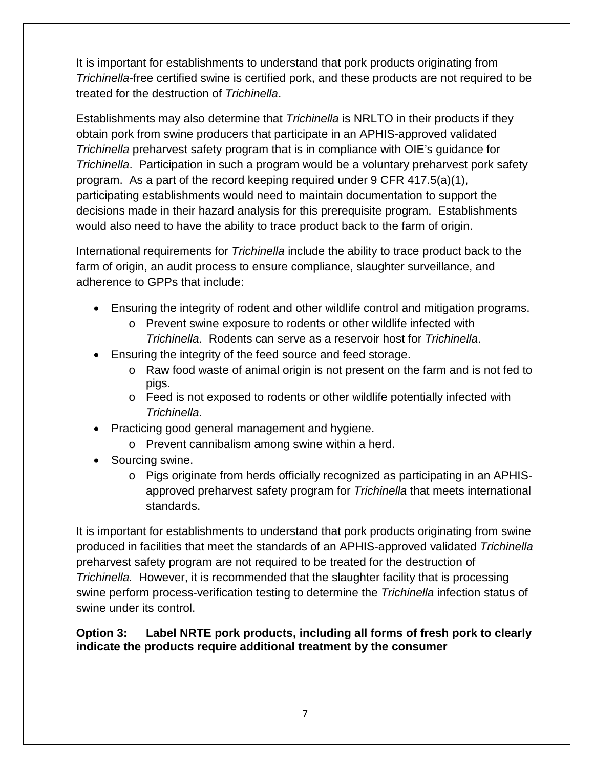It is important for establishments to understand that pork products originating from *Trichinella*-free certified swine is certified pork, and these products are not required to be treated for the destruction of *Trichinella*.

Establishments may also determine that *Trichinella* is NRLTO in their products if they obtain pork from swine producers that participate in an APHIS-approved validated *Trichinella* preharvest safety program that is in compliance with OIE's guidance for *Trichinella*. Participation in such a program would be a voluntary preharvest pork safety program. As a part of the record keeping required under 9 CFR 417.5(a)(1), participating establishments would need to maintain documentation to support the decisions made in their hazard analysis for this prerequisite program. Establishments would also need to have the ability to trace product back to the farm of origin.

International requirements for *Trichinella* include the ability to trace product back to the farm of origin, an audit process to ensure compliance, slaughter surveillance, and adherence to GPPs that include:

- Ensuring the integrity of rodent and other wildlife control and mitigation programs.
  - Prevent swine exposure to rodents or other wildlife infected with *Trichinella*. Rodents can serve as a reservoir host for *Trichinella*.
- Ensuring the integrity of the feed source and feed storage.
  - Raw food waste of animal origin is not present on the farm and is not fed to pigs.
  - Feed is not exposed to rodents or other wildlife potentially infected with *Trichinella*.
- Practicing good general management and hygiene.
  - Prevent cannibalism among swine within a herd.
- Sourcing swine.
  - Pigs originate from herds officially recognized as participating in an APHIS-approved preharvest safety program for *Trichinella* that meets international standards.

It is important for establishments to understand that pork products originating from swine produced in facilities that meet the standards of an APHIS-approved validated *Trichinella* preharvest safety program are not required to be treated for the destruction of *Trichinella.* However, it is recommended that the slaughter facility that is processing swine perform process-verification testing to determine the *Trichinella* infection status of swine under its control.

**Option 3: Label NRTE pork products, including all forms of fresh pork to clearly indicate the products require additional treatment by the consumer**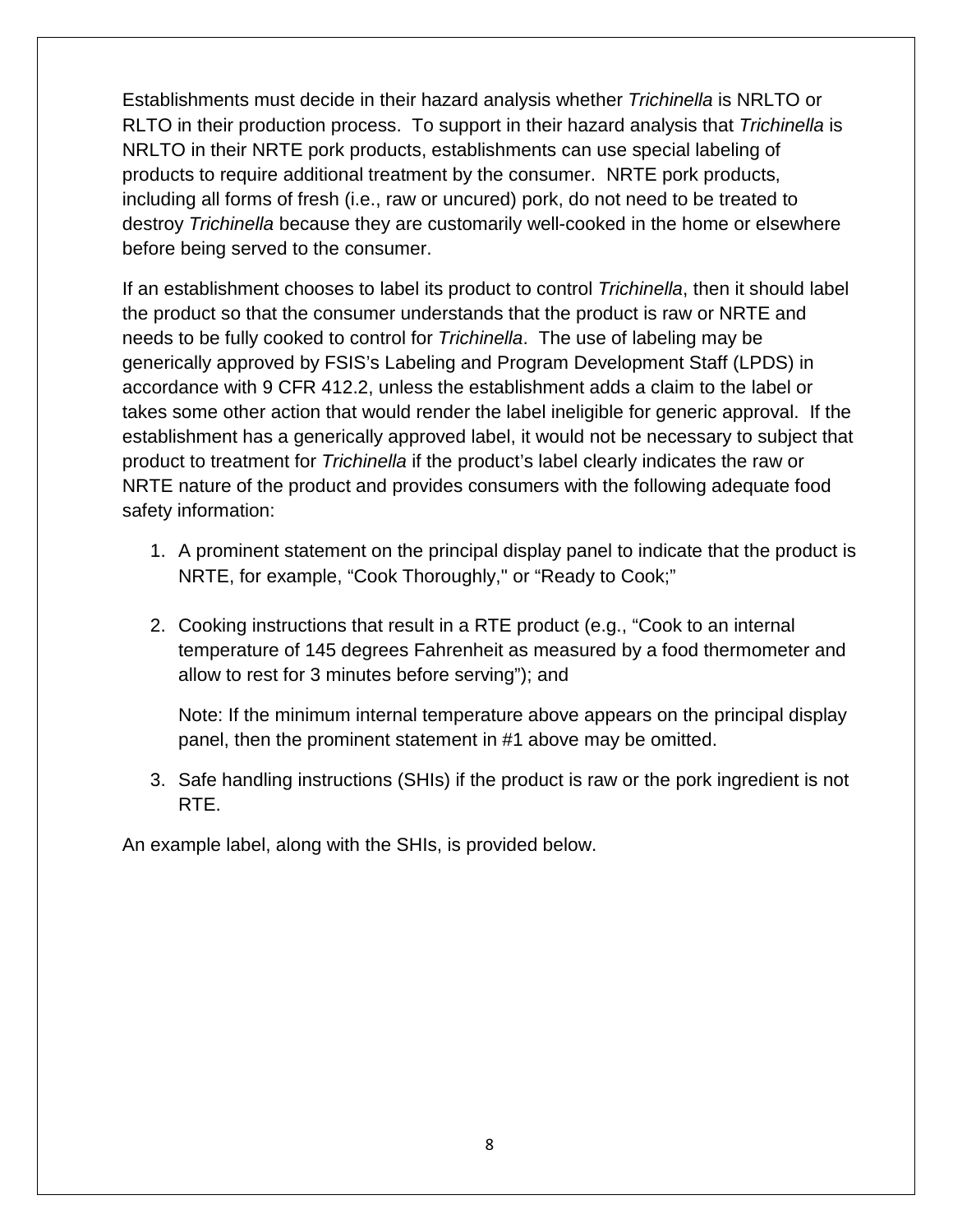Establishments must decide in their hazard analysis whether *Trichinella* is NRLTO or RLTO in their production process. To support in their hazard analysis that *Trichinella* is NRLTO in their NRTE pork products, establishments can use special labeling of products to require additional treatment by the consumer. NRTE pork products, including all forms of fresh (i.e., raw or uncured) pork, do not need to be treated to destroy *Trichinella* because they are customarily well-cooked in the home or elsewhere before being served to the consumer.

If an establishment chooses to label its product to control *Trichinella*, then it should label the product so that the consumer understands that the product is raw or NRTE and needs to be fully cooked to control for *Trichinella*. The use of labeling may be generically approved by FSIS's Labeling and Program Development Staff (LPDS) in accordance with 9 CFR 412.2, unless the establishment adds a claim to the label or takes some other action that would render the label ineligible for generic approval. If the establishment has a generically approved label, it would not be necessary to subject that product to treatment for *Trichinella* if the product's label clearly indicates the raw or NRTE nature of the product and provides consumers with the following adequate food safety information:

1. A prominent statement on the principal display panel to indicate that the product is NRTE, for example, "Cook Thoroughly," or "Ready to Cook;"

2. Cooking instructions that result in a RTE product (e.g., "Cook to an internal temperature of 145 degrees Fahrenheit as measured by a food thermometer and allow to rest for 3 minutes before serving"); and

   Note: If the minimum internal temperature above appears on the principal display panel, then the prominent statement in #1 above may be omitted.

3. Safe handling instructions (SHIs) if the product is raw or the pork ingredient is not RTE.

An example label, along with the SHIs, is provided below.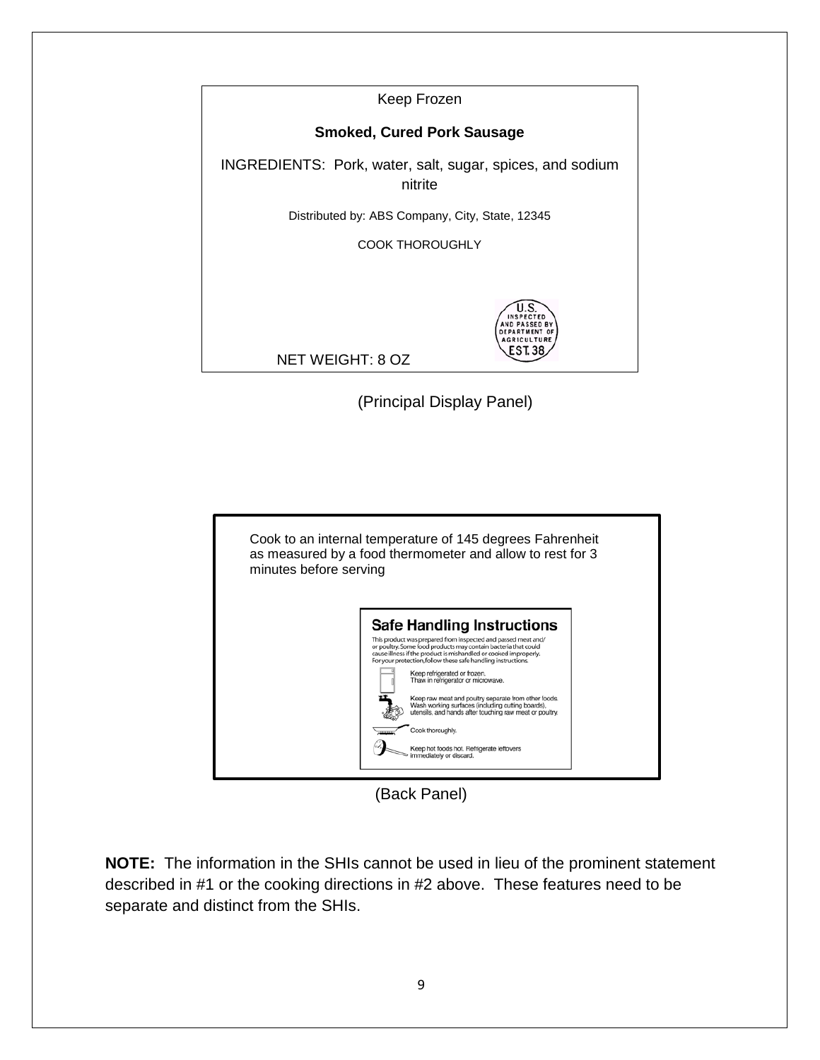Keep Frozen

**Smoked, Cured Pork Sausage**

INGREDIENTS: Pork, water, salt, sugar, spices, and sodium nitrite

Distributed by: ABS Company, City, State, 12345

COOK THOROUGHLY

U.S. INSPECTED AND PASSED BY DEPARTMENT OF AGRICULTURE EST. 38

NET WEIGHT: 8 OZ

(Principal Display Panel)

Cook to an internal temperature of 145 degrees Fahrenheit as measured by a food thermometer and allow to rest for 3 minutes before serving

**Safe Handling Instructions**

This product was prepared from inspected and passed meat and/or poultry. Some food products may contain bacteria that could cause illness if the product is mishandled or cooked improperly. For your protection, follow these safe handling instructions.

Keep refrigerated or frozen. Thaw in refrigerator or microwave.

Keep raw meat and poultry separate from other foods. Wash working surfaces (including cutting boards), utensils, and hands after touching raw meat or poultry.

Cook thoroughly.

Keep hot foods hot. Refrigerate leftovers immediately or discard.

(Back Panel)

**NOTE:** The information in the SHIs cannot be used in lieu of the prominent statement described in #1 or the cooking directions in #2 above. These features need to be separate and distinct from the SHIs.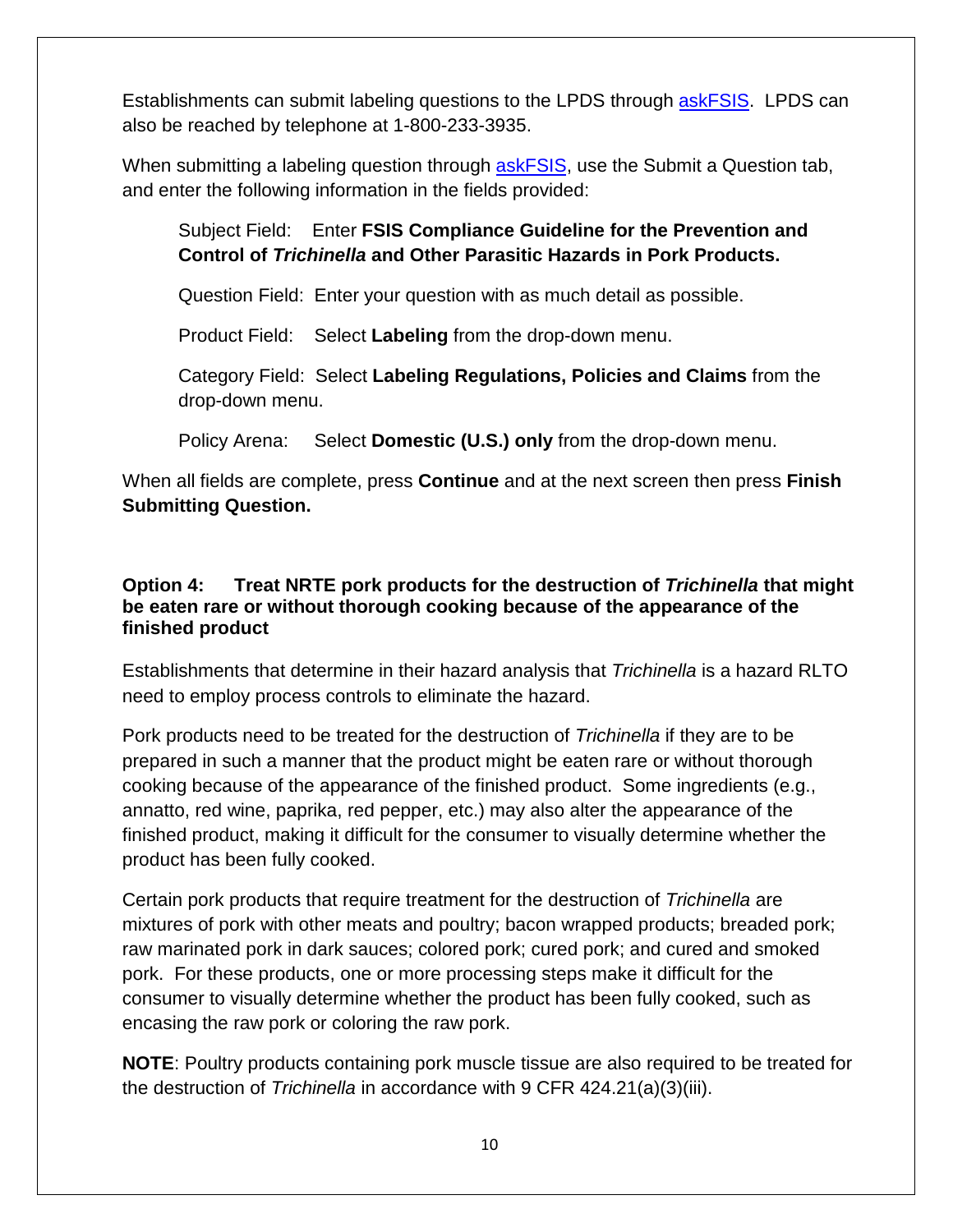Establishments can submit labeling questions to the LPDS through askFSIS. LPDS can also be reached by telephone at 1-800-233-3935.

When submitting a labeling question through askFSIS, use the Submit a Question tab, and enter the following information in the fields provided:

> Subject Field: Enter **FSIS Compliance Guideline for the Prevention and Control of *Trichinella* and Other Parasitic Hazards in Pork Products.**
>
> Question Field: Enter your question with as much detail as possible.
>
> Product Field: Select **Labeling** from the drop-down menu.
>
> Category Field: Select **Labeling Regulations, Policies and Claims** from the drop-down menu.
>
> Policy Arena: Select **Domestic (U.S.) only** from the drop-down menu.

When all fields are complete, press **Continue** and at the next screen then press **Finish Submitting Question.**

### Option 4: Treat NRTE pork products for the destruction of *Trichinella* that might be eaten rare or without thorough cooking because of the appearance of the finished product

Establishments that determine in their hazard analysis that *Trichinella* is a hazard RLTO need to employ process controls to eliminate the hazard.

Pork products need to be treated for the destruction of *Trichinella* if they are to be prepared in such a manner that the product might be eaten rare or without thorough cooking because of the appearance of the finished product. Some ingredients (e.g., annatto, red wine, paprika, red pepper, etc.) may also alter the appearance of the finished product, making it difficult for the consumer to visually determine whether the product has been fully cooked.

Certain pork products that require treatment for the destruction of *Trichinella* are mixtures of pork with other meats and poultry; bacon wrapped products; breaded pork; raw marinated pork in dark sauces; colored pork; cured pork; and cured and smoked pork. For these products, one or more processing steps make it difficult for the consumer to visually determine whether the product has been fully cooked, such as encasing the raw pork or coloring the raw pork.

**NOTE**: Poultry products containing pork muscle tissue are also required to be treated for the destruction of *Trichinella* in accordance with 9 CFR 424.21(a)(3)(iii).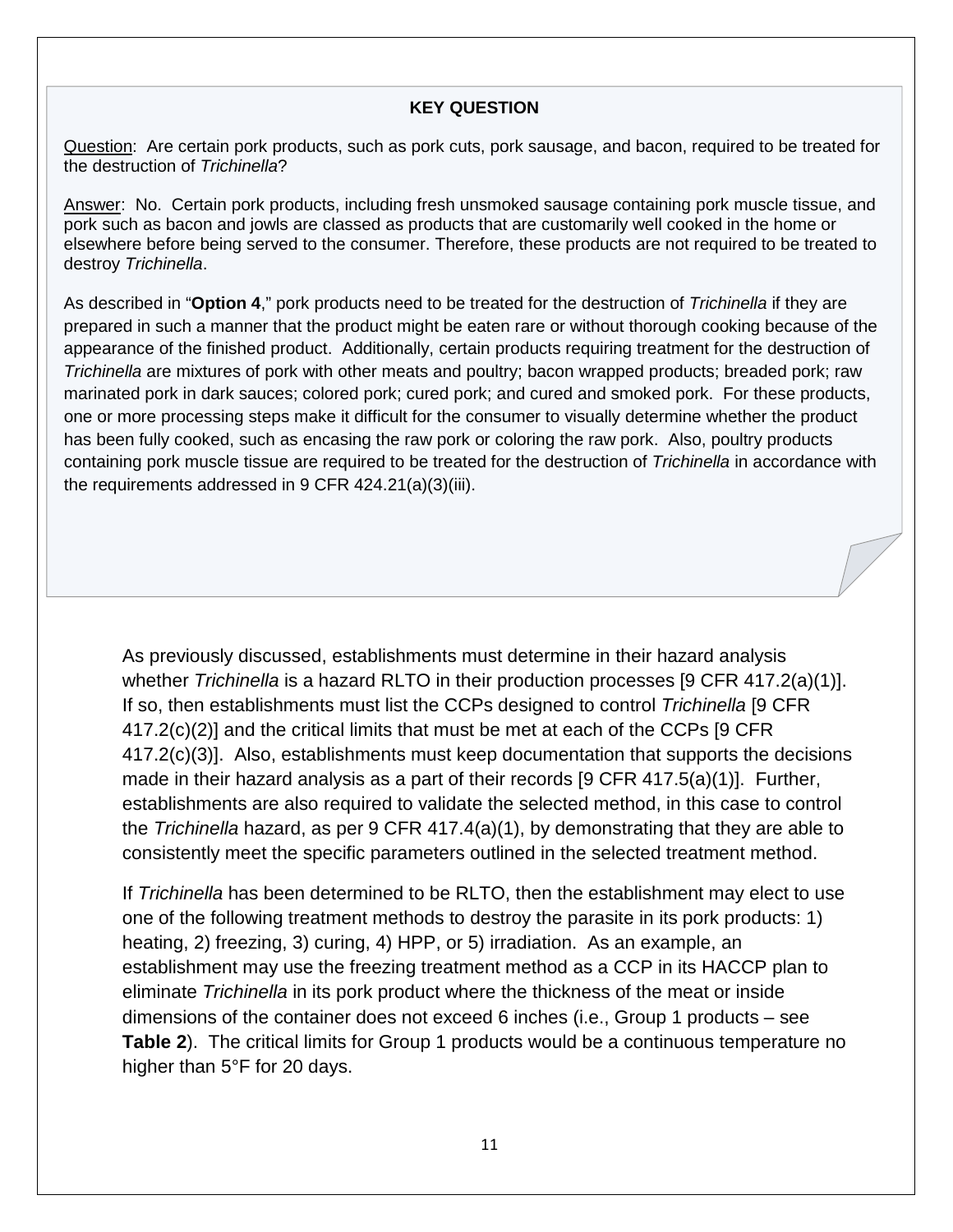**KEY QUESTION**

Question: Are certain pork products, such as pork cuts, pork sausage, and bacon, required to be treated for the destruction of *Trichinella*?

Answer: No. Certain pork products, including fresh unsmoked sausage containing pork muscle tissue, and pork such as bacon and jowls are classed as products that are customarily well cooked in the home or elsewhere before being served to the consumer. Therefore, these products are not required to be treated to destroy *Trichinella*.

As described in "**Option 4**," pork products need to be treated for the destruction of *Trichinella* if they are prepared in such a manner that the product might be eaten rare or without thorough cooking because of the appearance of the finished product. Additionally, certain products requiring treatment for the destruction of *Trichinella* are mixtures of pork with other meats and poultry; bacon wrapped products; breaded pork; raw marinated pork in dark sauces; colored pork; cured pork; and cured and smoked pork. For these products, one or more processing steps make it difficult for the consumer to visually determine whether the product has been fully cooked, such as encasing the raw pork or coloring the raw pork. Also, poultry products containing pork muscle tissue are required to be treated for the destruction of *Trichinella* in accordance with the requirements addressed in 9 CFR 424.21(a)(3)(iii).

As previously discussed, establishments must determine in their hazard analysis whether *Trichinella* is a hazard RLTO in their production processes [9 CFR 417.2(a)(1)]. If so, then establishments must list the CCPs designed to control *Trichinella* [9 CFR 417.2(c)(2)] and the critical limits that must be met at each of the CCPs [9 CFR 417.2(c)(3)]. Also, establishments must keep documentation that supports the decisions made in their hazard analysis as a part of their records [9 CFR 417.5(a)(1)]. Further, establishments are also required to validate the selected method, in this case to control the *Trichinella* hazard, as per 9 CFR 417.4(a)(1), by demonstrating that they are able to consistently meet the specific parameters outlined in the selected treatment method.

If *Trichinella* has been determined to be RLTO, then the establishment may elect to use one of the following treatment methods to destroy the parasite in its pork products: 1) heating, 2) freezing, 3) curing, 4) HPP, or 5) irradiation. As an example, an establishment may use the freezing treatment method as a CCP in its HACCP plan to eliminate *Trichinella* in its pork product where the thickness of the meat or inside dimensions of the container does not exceed 6 inches (i.e., Group 1 products – see **Table 2**). The critical limits for Group 1 products would be a continuous temperature no higher than 5°F for 20 days.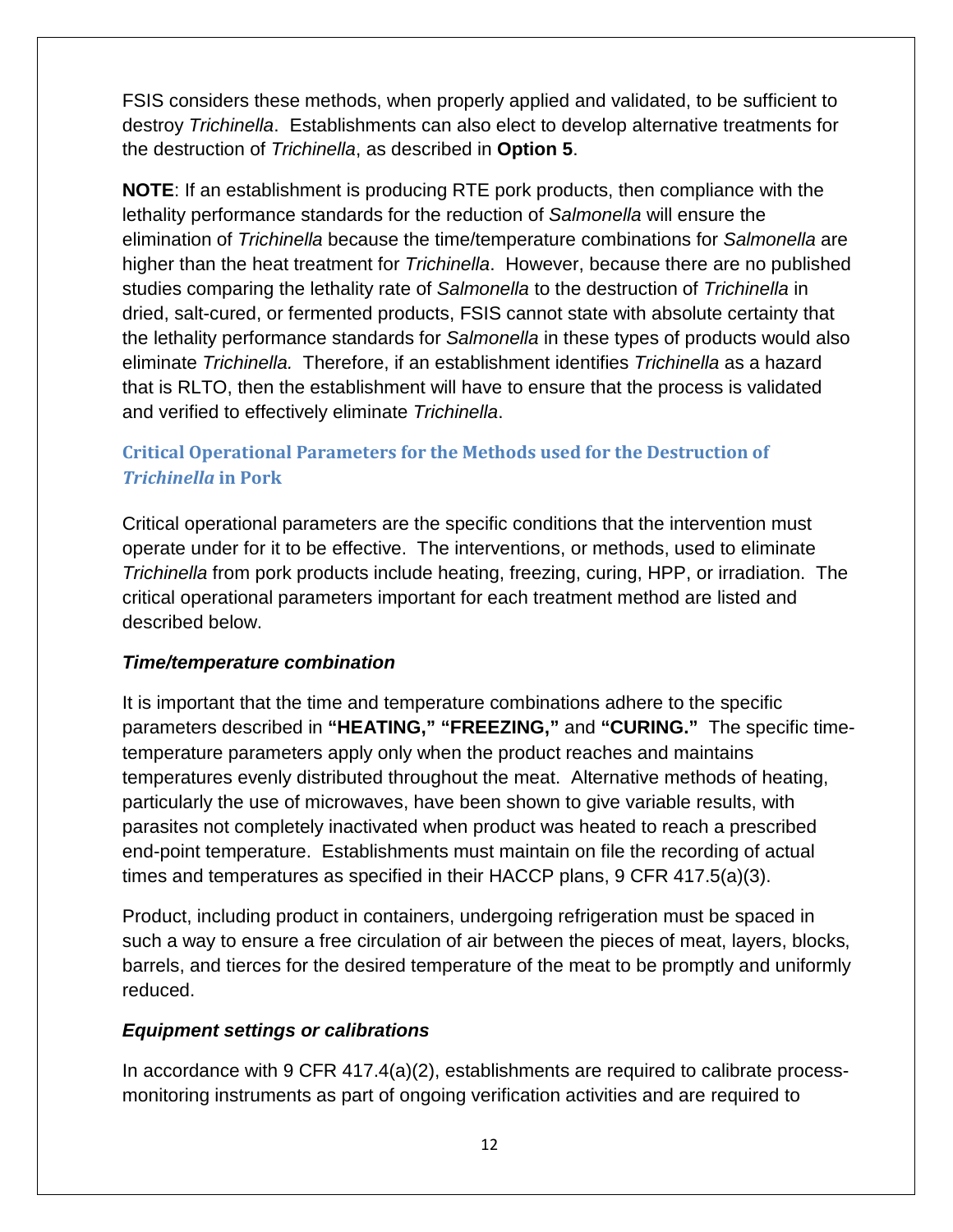FSIS considers these methods, when properly applied and validated, to be sufficient to destroy *Trichinella*. Establishments can also elect to develop alternative treatments for the destruction of *Trichinella*, as described in **Option 5**.

**NOTE**: If an establishment is producing RTE pork products, then compliance with the lethality performance standards for the reduction of *Salmonella* will ensure the elimination of *Trichinella* because the time/temperature combinations for *Salmonella* are higher than the heat treatment for *Trichinella*. However, because there are no published studies comparing the lethality rate of *Salmonella* to the destruction of *Trichinella* in dried, salt-cured, or fermented products, FSIS cannot state with absolute certainty that the lethality performance standards for *Salmonella* in these types of products would also eliminate *Trichinella.* Therefore, if an establishment identifies *Trichinella* as a hazard that is RLTO, then the establishment will have to ensure that the process is validated and verified to effectively eliminate *Trichinella*.

## Critical Operational Parameters for the Methods used for the Destruction of *Trichinella* in Pork

Critical operational parameters are the specific conditions that the intervention must operate under for it to be effective. The interventions, or methods, used to eliminate *Trichinella* from pork products include heating, freezing, curing, HPP, or irradiation. The critical operational parameters important for each treatment method are listed and described below.

### *Time/temperature combination*

It is important that the time and temperature combinations adhere to the specific parameters described in **"HEATING," "FREEZING,"** and **"CURING."** The specific time-temperature parameters apply only when the product reaches and maintains temperatures evenly distributed throughout the meat. Alternative methods of heating, particularly the use of microwaves, have been shown to give variable results, with parasites not completely inactivated when product was heated to reach a prescribed end-point temperature. Establishments must maintain on file the recording of actual times and temperatures as specified in their HACCP plans, 9 CFR 417.5(a)(3).

Product, including product in containers, undergoing refrigeration must be spaced in such a way to ensure a free circulation of air between the pieces of meat, layers, blocks, barrels, and tierces for the desired temperature of the meat to be promptly and uniformly reduced.

### *Equipment settings or calibrations*

In accordance with 9 CFR 417.4(a)(2), establishments are required to calibrate process-monitoring instruments as part of ongoing verification activities and are required to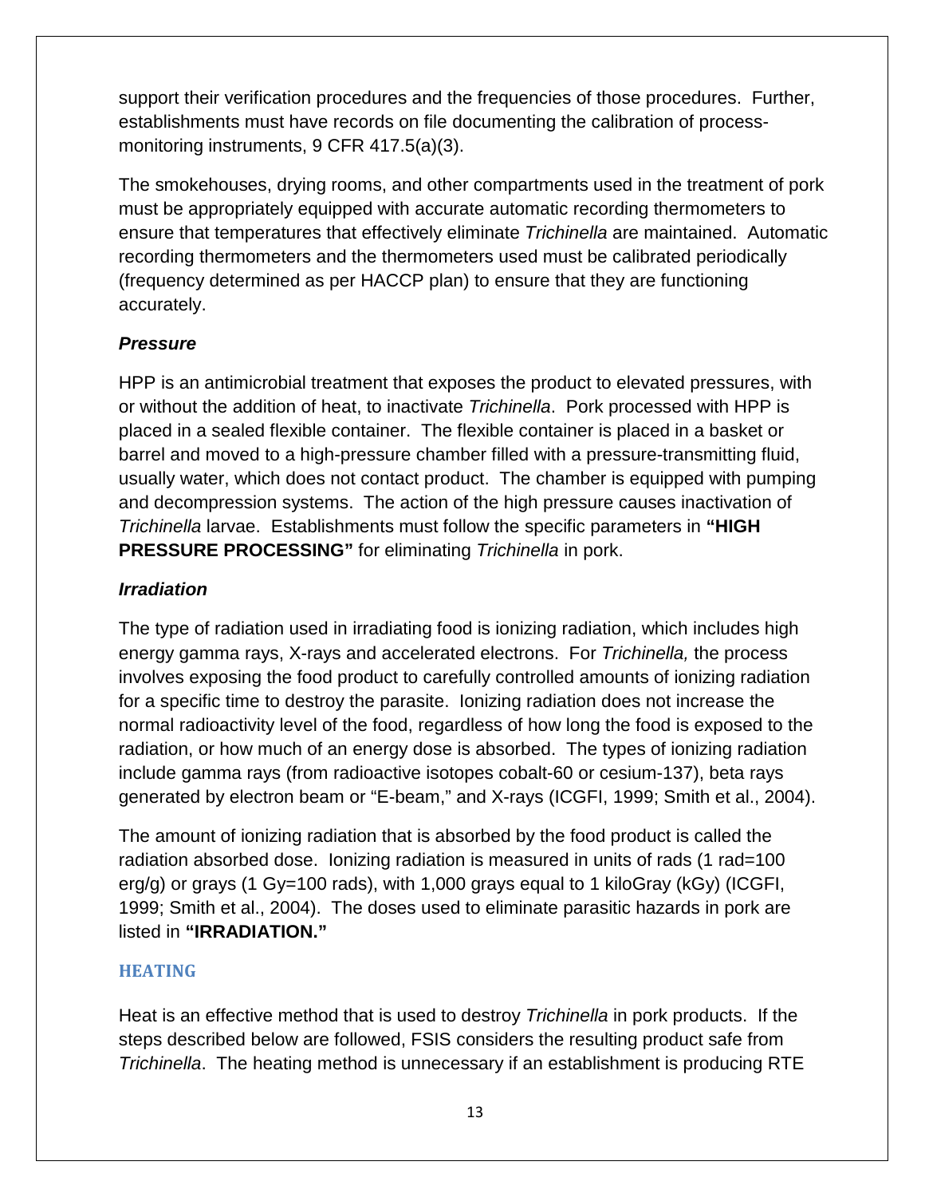support their verification procedures and the frequencies of those procedures. Further, establishments must have records on file documenting the calibration of process-monitoring instruments, 9 CFR 417.5(a)(3).

The smokehouses, drying rooms, and other compartments used in the treatment of pork must be appropriately equipped with accurate automatic recording thermometers to ensure that temperatures that effectively eliminate *Trichinella* are maintained. Automatic recording thermometers and the thermometers used must be calibrated periodically (frequency determined as per HACCP plan) to ensure that they are functioning accurately.

### *Pressure*

HPP is an antimicrobial treatment that exposes the product to elevated pressures, with or without the addition of heat, to inactivate *Trichinella*. Pork processed with HPP is placed in a sealed flexible container. The flexible container is placed in a basket or barrel and moved to a high-pressure chamber filled with a pressure-transmitting fluid, usually water, which does not contact product. The chamber is equipped with pumping and decompression systems. The action of the high pressure causes inactivation of *Trichinella* larvae. Establishments must follow the specific parameters in **"HIGH PRESSURE PROCESSING"** for eliminating *Trichinella* in pork.

### *Irradiation*

The type of radiation used in irradiating food is ionizing radiation, which includes high energy gamma rays, X-rays and accelerated electrons. For *Trichinella,* the process involves exposing the food product to carefully controlled amounts of ionizing radiation for a specific time to destroy the parasite. Ionizing radiation does not increase the normal radioactivity level of the food, regardless of how long the food is exposed to the radiation, or how much of an energy dose is absorbed. The types of ionizing radiation include gamma rays (from radioactive isotopes cobalt-60 or cesium-137), beta rays generated by electron beam or "E-beam," and X-rays (ICGFI, 1999; Smith et al., 2004).

The amount of ionizing radiation that is absorbed by the food product is called the radiation absorbed dose. Ionizing radiation is measured in units of rads (1 rad=100 erg/g) or grays (1 Gy=100 rads), with 1,000 grays equal to 1 kiloGray (kGy) (ICGFI, 1999; Smith et al., 2004). The doses used to eliminate parasitic hazards in pork are listed in **"IRRADIATION."**

## HEATING

Heat is an effective method that is used to destroy *Trichinella* in pork products. If the steps described below are followed, FSIS considers the resulting product safe from *Trichinella*. The heating method is unnecessary if an establishment is producing RTE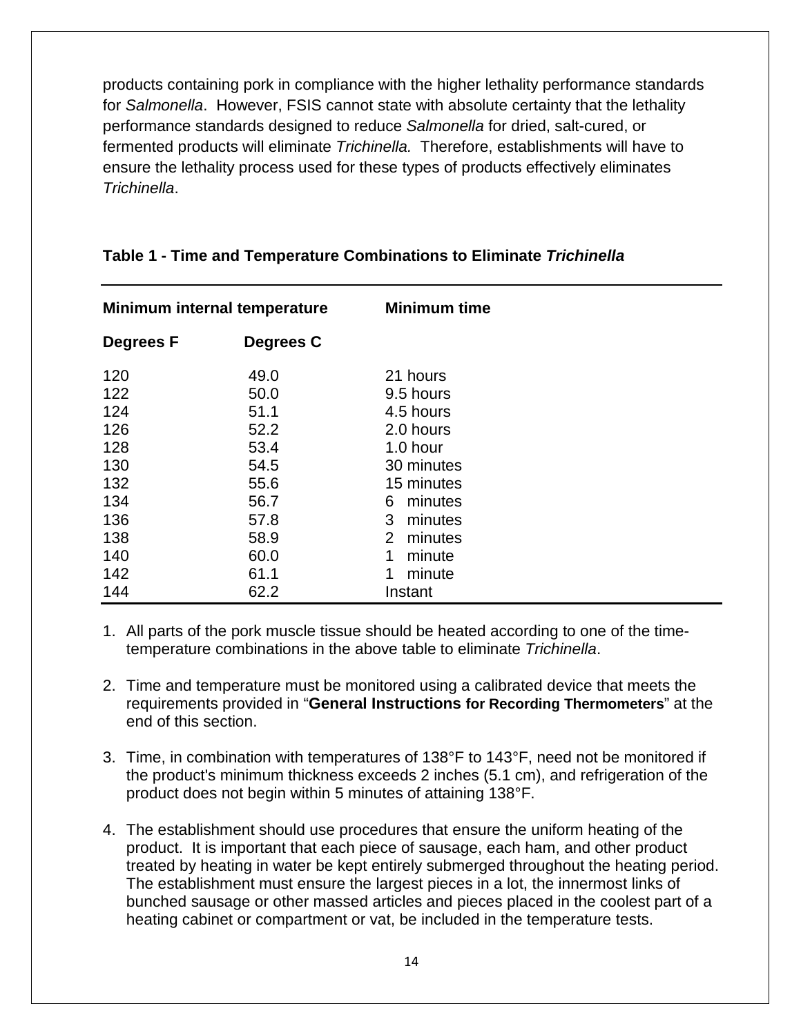products containing pork in compliance with the higher lethality performance standards for *Salmonella*. However, FSIS cannot state with absolute certainty that the lethality performance standards designed to reduce *Salmonella* for dried, salt-cured, or fermented products will eliminate *Trichinella.* Therefore, establishments will have to ensure the lethality process used for these types of products effectively eliminates *Trichinella*.

**Table 1 - Time and Temperature Combinations to Eliminate *Trichinella***

| Minimum internal temperature | | Minimum time |
|---|---|---|
| **Degrees F** | **Degrees C** | |
| 120 | 49.0 | 21 hours |
| 122 | 50.0 | 9.5 hours |
| 124 | 51.1 | 4.5 hours |
| 126 | 52.2 | 2.0 hours |
| 128 | 53.4 | 1.0 hour |
| 130 | 54.5 | 30 minutes |
| 132 | 55.6 | 15 minutes |
| 134 | 56.7 | 6 minutes |
| 136 | 57.8 | 3 minutes |
| 138 | 58.9 | 2 minutes |
| 140 | 60.0 | 1 minute |
| 142 | 61.1 | 1 minute |
| 144 | 62.2 | Instant |

1. All parts of the pork muscle tissue should be heated according to one of the time-temperature combinations in the above table to eliminate *Trichinella*.

2. Time and temperature must be monitored using a calibrated device that meets the requirements provided in "**General Instructions for Recording Thermometers**" at the end of this section.

3. Time, in combination with temperatures of 138°F to 143°F, need not be monitored if the product's minimum thickness exceeds 2 inches (5.1 cm), and refrigeration of the product does not begin within 5 minutes of attaining 138°F.

4. The establishment should use procedures that ensure the uniform heating of the product. It is important that each piece of sausage, each ham, and other product treated by heating in water be kept entirely submerged throughout the heating period. The establishment must ensure the largest pieces in a lot, the innermost links of bunched sausage or other massed articles and pieces placed in the coolest part of a heating cabinet or compartment or vat, be included in the temperature tests.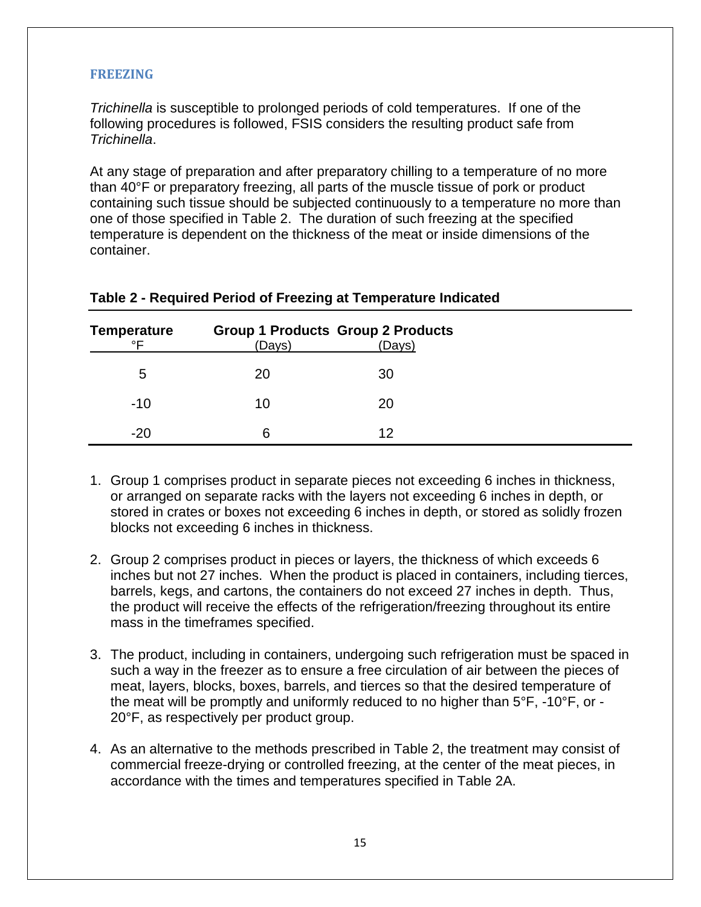## FREEZING

*Trichinella* is susceptible to prolonged periods of cold temperatures. If one of the following procedures is followed, FSIS considers the resulting product safe from *Trichinella*.

At any stage of preparation and after preparatory chilling to a temperature of no more than 40°F or preparatory freezing, all parts of the muscle tissue of pork or product containing such tissue should be subjected continuously to a temperature no more than one of those specified in Table 2. The duration of such freezing at the specified temperature is dependent on the thickness of the meat or inside dimensions of the container.

**Table 2 - Required Period of Freezing at Temperature Indicated**

| **Temperature** °F | **Group 1 Products** (Days) | **Group 2 Products** (Days) |
|---|---|---|
| 5 | 20 | 30 |
| -10 | 10 | 20 |
| -20 | 6 | 12 |

1. Group 1 comprises product in separate pieces not exceeding 6 inches in thickness, or arranged on separate racks with the layers not exceeding 6 inches in depth, or stored in crates or boxes not exceeding 6 inches in depth, or stored as solidly frozen blocks not exceeding 6 inches in thickness.

2. Group 2 comprises product in pieces or layers, the thickness of which exceeds 6 inches but not 27 inches. When the product is placed in containers, including tierces, barrels, kegs, and cartons, the containers do not exceed 27 inches in depth. Thus, the product will receive the effects of the refrigeration/freezing throughout its entire mass in the timeframes specified.

3. The product, including in containers, undergoing such refrigeration must be spaced in such a way in the freezer as to ensure a free circulation of air between the pieces of meat, layers, blocks, boxes, barrels, and tierces so that the desired temperature of the meat will be promptly and uniformly reduced to no higher than 5°F, -10°F, or -20°F, as respectively per product group.

4. As an alternative to the methods prescribed in Table 2, the treatment may consist of commercial freeze-drying or controlled freezing, at the center of the meat pieces, in accordance with the times and temperatures specified in Table 2A.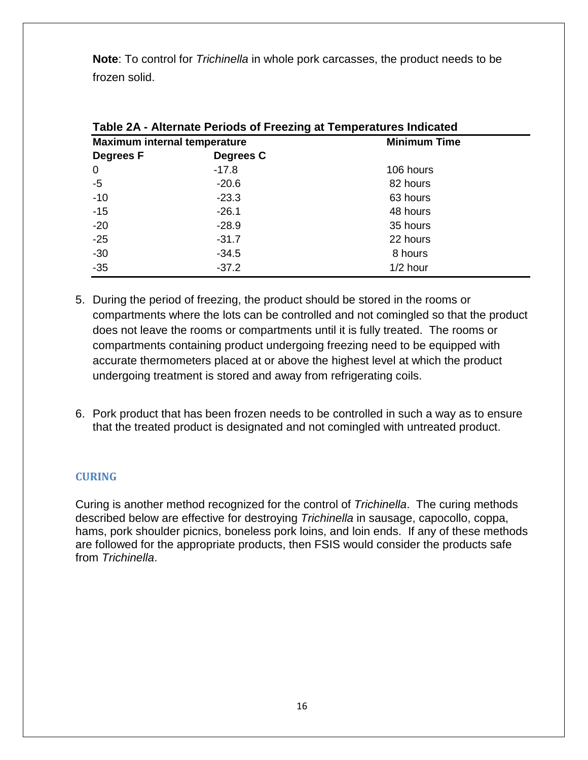**Note**: To control for *Trichinella* in whole pork carcasses, the product needs to be frozen solid.

**Table 2A - Alternate Periods of Freezing at Temperatures Indicated**

| Maximum internal temperature | | Minimum Time |
|---|---|---|
| **Degrees F** | **Degrees C** | |
| 0 | -17.8 | 106 hours |
| -5 | -20.6 | 82 hours |
| -10 | -23.3 | 63 hours |
| -15 | -26.1 | 48 hours |
| -20 | -28.9 | 35 hours |
| -25 | -31.7 | 22 hours |
| -30 | -34.5 | 8 hours |
| -35 | -37.2 | 1/2 hour |

5. During the period of freezing, the product should be stored in the rooms or compartments where the lots can be controlled and not comingled so that the product does not leave the rooms or compartments until it is fully treated. The rooms or compartments containing product undergoing freezing need to be equipped with accurate thermometers placed at or above the highest level at which the product undergoing treatment is stored and away from refrigerating coils.

6. Pork product that has been frozen needs to be controlled in such a way as to ensure that the treated product is designated and not comingled with untreated product.

## CURING

Curing is another method recognized for the control of *Trichinella*. The curing methods described below are effective for destroying *Trichinella* in sausage, capocollo, coppa, hams, pork shoulder picnics, boneless pork loins, and loin ends. If any of these methods are followed for the appropriate products, then FSIS would consider the products safe from *Trichinella*.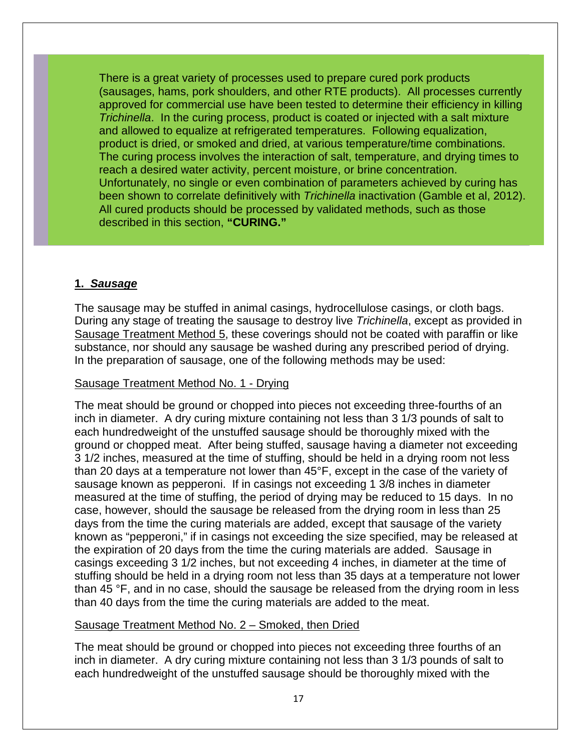There is a great variety of processes used to prepare cured pork products (sausages, hams, pork shoulders, and other RTE products). All processes currently approved for commercial use have been tested to determine their efficiency in killing *Trichinella*. In the curing process, product is coated or injected with a salt mixture and allowed to equalize at refrigerated temperatures. Following equalization, product is dried, or smoked and dried, at various temperature/time combinations. The curing process involves the interaction of salt, temperature, and drying times to reach a desired water activity, percent moisture, or brine concentration. Unfortunately, no single or even combination of parameters achieved by curing has been shown to correlate definitively with *Trichinella* inactivation (Gamble et al, 2012). All cured products should be processed by validated methods, such as those described in this section, **"CURING."**

## 1. *Sausage*

The sausage may be stuffed in animal casings, hydrocellulose casings, or cloth bags. During any stage of treating the sausage to destroy live *Trichinella*, except as provided in Sausage Treatment Method 5, these coverings should not be coated with paraffin or like substance, nor should any sausage be washed during any prescribed period of drying. In the preparation of sausage, one of the following methods may be used:

### Sausage Treatment Method No. 1 - Drying

The meat should be ground or chopped into pieces not exceeding three-fourths of an inch in diameter. A dry curing mixture containing not less than 3 1/3 pounds of salt to each hundredweight of the unstuffed sausage should be thoroughly mixed with the ground or chopped meat. After being stuffed, sausage having a diameter not exceeding 3 1/2 inches, measured at the time of stuffing, should be held in a drying room not less than 20 days at a temperature not lower than 45°F, except in the case of the variety of sausage known as pepperoni. If in casings not exceeding 1 3/8 inches in diameter measured at the time of stuffing, the period of drying may be reduced to 15 days. In no case, however, should the sausage be released from the drying room in less than 25 days from the time the curing materials are added, except that sausage of the variety known as "pepperoni," if in casings not exceeding the size specified, may be released at the expiration of 20 days from the time the curing materials are added. Sausage in casings exceeding 3 1/2 inches, but not exceeding 4 inches, in diameter at the time of stuffing should be held in a drying room not less than 35 days at a temperature not lower than 45 °F, and in no case, should the sausage be released from the drying room in less than 40 days from the time the curing materials are added to the meat.

### Sausage Treatment Method No. 2 – Smoked, then Dried

The meat should be ground or chopped into pieces not exceeding three fourths of an inch in diameter. A dry curing mixture containing not less than 3 1/3 pounds of salt to each hundredweight of the unstuffed sausage should be thoroughly mixed with the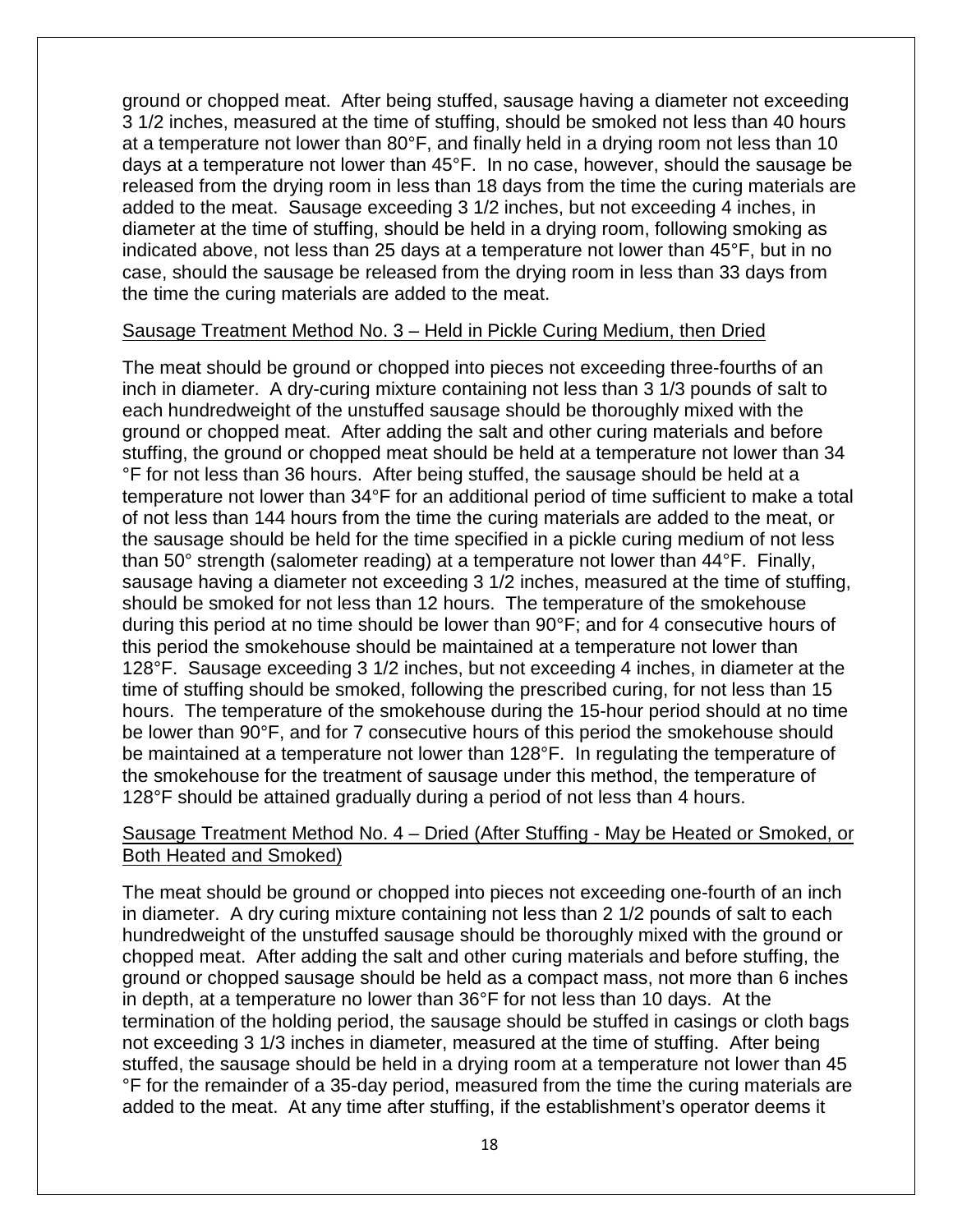ground or chopped meat. After being stuffed, sausage having a diameter not exceeding 3 1/2 inches, measured at the time of stuffing, should be smoked not less than 40 hours at a temperature not lower than 80°F, and finally held in a drying room not less than 10 days at a temperature not lower than 45°F. In no case, however, should the sausage be released from the drying room in less than 18 days from the time the curing materials are added to the meat. Sausage exceeding 3 1/2 inches, but not exceeding 4 inches, in diameter at the time of stuffing, should be held in a drying room, following smoking as indicated above, not less than 25 days at a temperature not lower than 45°F, but in no case, should the sausage be released from the drying room in less than 33 days from the time the curing materials are added to the meat.

Sausage Treatment Method No. 3 – Held in Pickle Curing Medium, then Dried

The meat should be ground or chopped into pieces not exceeding three-fourths of an inch in diameter. A dry-curing mixture containing not less than 3 1/3 pounds of salt to each hundredweight of the unstuffed sausage should be thoroughly mixed with the ground or chopped meat. After adding the salt and other curing materials and before stuffing, the ground or chopped meat should be held at a temperature not lower than 34 °F for not less than 36 hours. After being stuffed, the sausage should be held at a temperature not lower than 34°F for an additional period of time sufficient to make a total of not less than 144 hours from the time the curing materials are added to the meat, or the sausage should be held for the time specified in a pickle curing medium of not less than 50° strength (salometer reading) at a temperature not lower than 44°F. Finally, sausage having a diameter not exceeding 3 1/2 inches, measured at the time of stuffing, should be smoked for not less than 12 hours. The temperature of the smokehouse during this period at no time should be lower than 90°F; and for 4 consecutive hours of this period the smokehouse should be maintained at a temperature not lower than 128°F. Sausage exceeding 3 1/2 inches, but not exceeding 4 inches, in diameter at the time of stuffing should be smoked, following the prescribed curing, for not less than 15 hours. The temperature of the smokehouse during the 15-hour period should at no time be lower than 90°F, and for 7 consecutive hours of this period the smokehouse should be maintained at a temperature not lower than 128°F. In regulating the temperature of the smokehouse for the treatment of sausage under this method, the temperature of 128°F should be attained gradually during a period of not less than 4 hours.

Sausage Treatment Method No. 4 – Dried (After Stuffing - May be Heated or Smoked, or Both Heated and Smoked)

The meat should be ground or chopped into pieces not exceeding one-fourth of an inch in diameter. A dry curing mixture containing not less than 2 1/2 pounds of salt to each hundredweight of the unstuffed sausage should be thoroughly mixed with the ground or chopped meat. After adding the salt and other curing materials and before stuffing, the ground or chopped sausage should be held as a compact mass, not more than 6 inches in depth, at a temperature no lower than 36°F for not less than 10 days. At the termination of the holding period, the sausage should be stuffed in casings or cloth bags not exceeding 3 1/3 inches in diameter, measured at the time of stuffing. After being stuffed, the sausage should be held in a drying room at a temperature not lower than 45 °F for the remainder of a 35-day period, measured from the time the curing materials are added to the meat. At any time after stuffing, if the establishment's operator deems it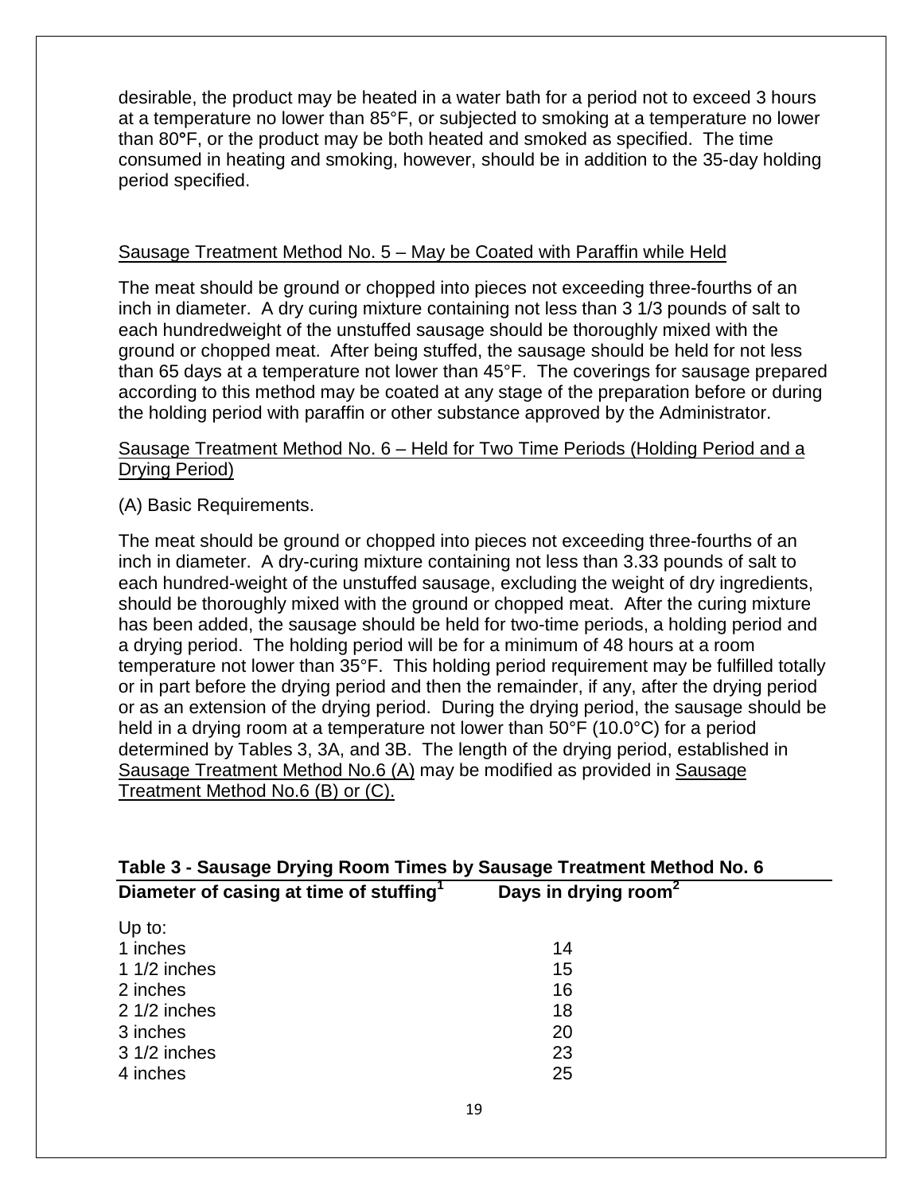desirable, the product may be heated in a water bath for a period not to exceed 3 hours at a temperature no lower than 85°F, or subjected to smoking at a temperature no lower than 80°F, or the product may be both heated and smoked as specified. The time consumed in heating and smoking, however, should be in addition to the 35-day holding period specified.

Sausage Treatment Method No. 5 – May be Coated with Paraffin while Held

The meat should be ground or chopped into pieces not exceeding three-fourths of an inch in diameter. A dry curing mixture containing not less than 3 1/3 pounds of salt to each hundredweight of the unstuffed sausage should be thoroughly mixed with the ground or chopped meat. After being stuffed, the sausage should be held for not less than 65 days at a temperature not lower than 45°F. The coverings for sausage prepared according to this method may be coated at any stage of the preparation before or during the holding period with paraffin or other substance approved by the Administrator.

Sausage Treatment Method No. 6 – Held for Two Time Periods (Holding Period and a Drying Period)

(A) Basic Requirements.

The meat should be ground or chopped into pieces not exceeding three-fourths of an inch in diameter. A dry-curing mixture containing not less than 3.33 pounds of salt to each hundred-weight of the unstuffed sausage, excluding the weight of dry ingredients, should be thoroughly mixed with the ground or chopped meat. After the curing mixture has been added, the sausage should be held for two-time periods, a holding period and a drying period. The holding period will be for a minimum of 48 hours at a room temperature not lower than 35°F. This holding period requirement may be fulfilled totally or in part before the drying period and then the remainder, if any, after the drying period or as an extension of the drying period. During the drying period, the sausage should be held in a drying room at a temperature not lower than 50°F (10.0°C) for a period determined by Tables 3, 3A, and 3B. The length of the drying period, established in Sausage Treatment Method No.6 (A) may be modified as provided in Sausage Treatment Method No.6 (B) or (C).

**Table 3 - Sausage Drying Room Times by Sausage Treatment Method No. 6**

| Diameter of casing at time of stuffing[1] | Days in drying room[2] |
|---|---|
| Up to: | |
| 1 inches | 14 |
| 1 1/2 inches | 15 |
| 2 inches | 16 |
| 2 1/2 inches | 18 |
| 3 inches | 20 |
| 3 1/2 inches | 23 |
| 4 inches | 25 |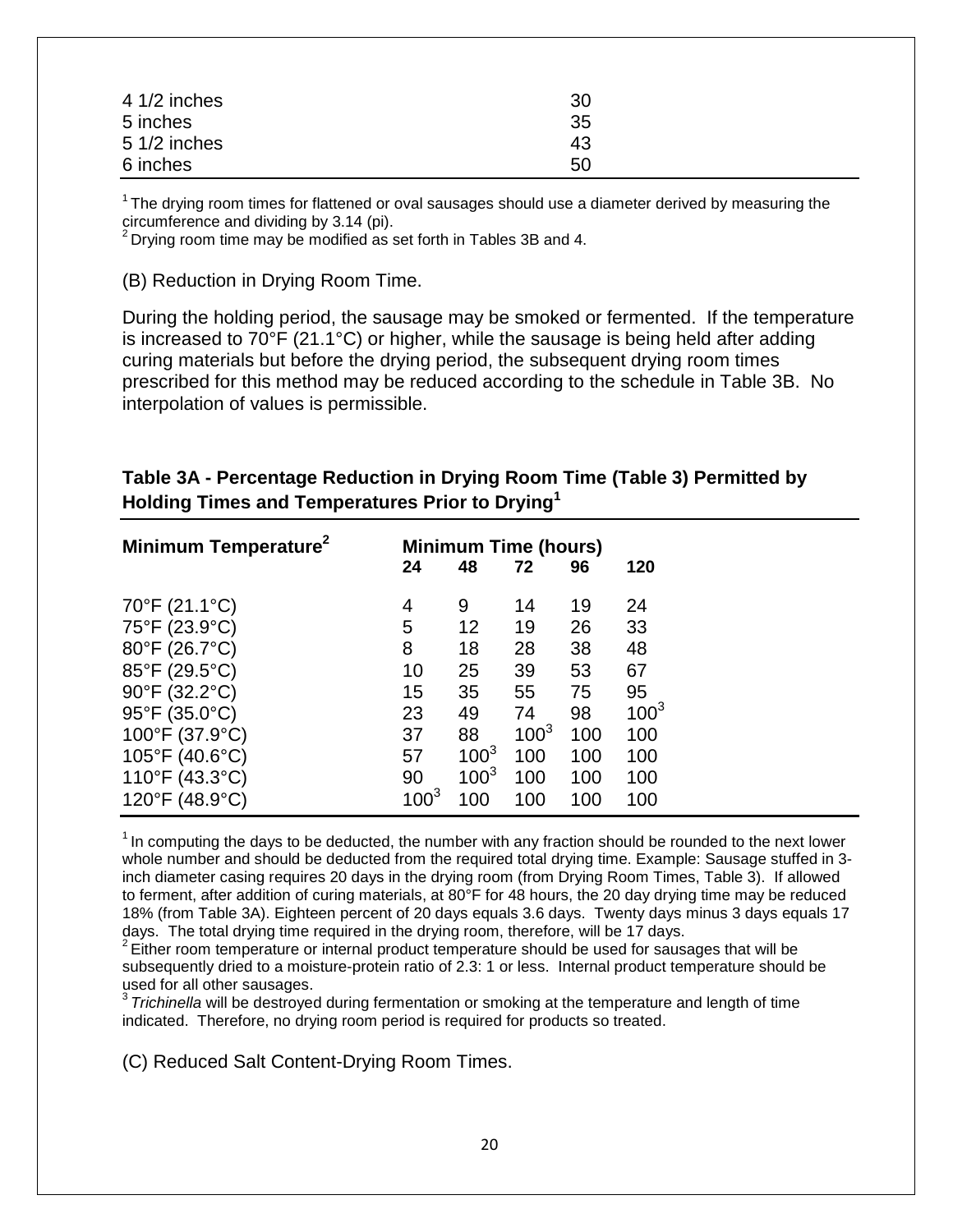| | |
|---|---|
| 4 1/2 inches | 30 |
| 5 inches | 35 |
| 5 1/2 inches | 43 |
| 6 inches | 50 |

[1] The drying room times for flattened or oval sausages should use a diameter derived by measuring the circumference and dividing by 3.14 (pi).
[2] Drying room time may be modified as set forth in Tables 3B and 4.

(B) Reduction in Drying Room Time.

During the holding period, the sausage may be smoked or fermented. If the temperature is increased to 70°F (21.1°C) or higher, while the sausage is being held after adding curing materials but before the drying period, the subsequent drying room times prescribed for this method may be reduced according to the schedule in Table 3B. No interpolation of values is permissible.

**Table 3A - Percentage Reduction in Drying Room Time (Table 3) Permitted by Holding Times and Temperatures Prior to Drying[1]**

| Minimum Temperature[2] | Minimum Time (hours) | | | | |
|---|---|---|---|---|---|
| | 24 | 48 | 72 | 96 | 120 |
| 70°F (21.1°C) | 4 | 9 | 14 | 19 | 24 |
| 75°F (23.9°C) | 5 | 12 | 19 | 26 | 33 |
| 80°F (26.7°C) | 8 | 18 | 28 | 38 | 48 |
| 85°F (29.5°C) | 10 | 25 | 39 | 53 | 67 |
| 90°F (32.2°C) | 15 | 35 | 55 | 75 | 95 |
| 95°F (35.0°C) | 23 | 49 | 74 | 98 | 100[3] |
| 100°F (37.9°C) | 37 | 88 | 100[3] | 100 | 100 |
| 105°F (40.6°C) | 57 | 100[3] | 100 | 100 | 100 |
| 110°F (43.3°C) | 90 | 100[3] | 100 | 100 | 100 |
| 120°F (48.9°C) | 100[3] | 100 | 100 | 100 | 100 |

[1] In computing the days to be deducted, the number with any fraction should be rounded to the next lower whole number and should be deducted from the required total drying time. Example: Sausage stuffed in 3-inch diameter casing requires 20 days in the drying room (from Drying Room Times, Table 3). If allowed to ferment, after addition of curing materials, at 80°F for 48 hours, the 20 day drying time may be reduced 18% (from Table 3A). Eighteen percent of 20 days equals 3.6 days. Twenty days minus 3 days equals 17 days. The total drying time required in the drying room, therefore, will be 17 days.
[2] Either room temperature or internal product temperature should be used for sausages that will be subsequently dried to a moisture-protein ratio of 2.3: 1 or less. Internal product temperature should be used for all other sausages.
[3] *Trichinella* will be destroyed during fermentation or smoking at the temperature and length of time indicated. Therefore, no drying room period is required for products so treated.

(C) Reduced Salt Content-Drying Room Times.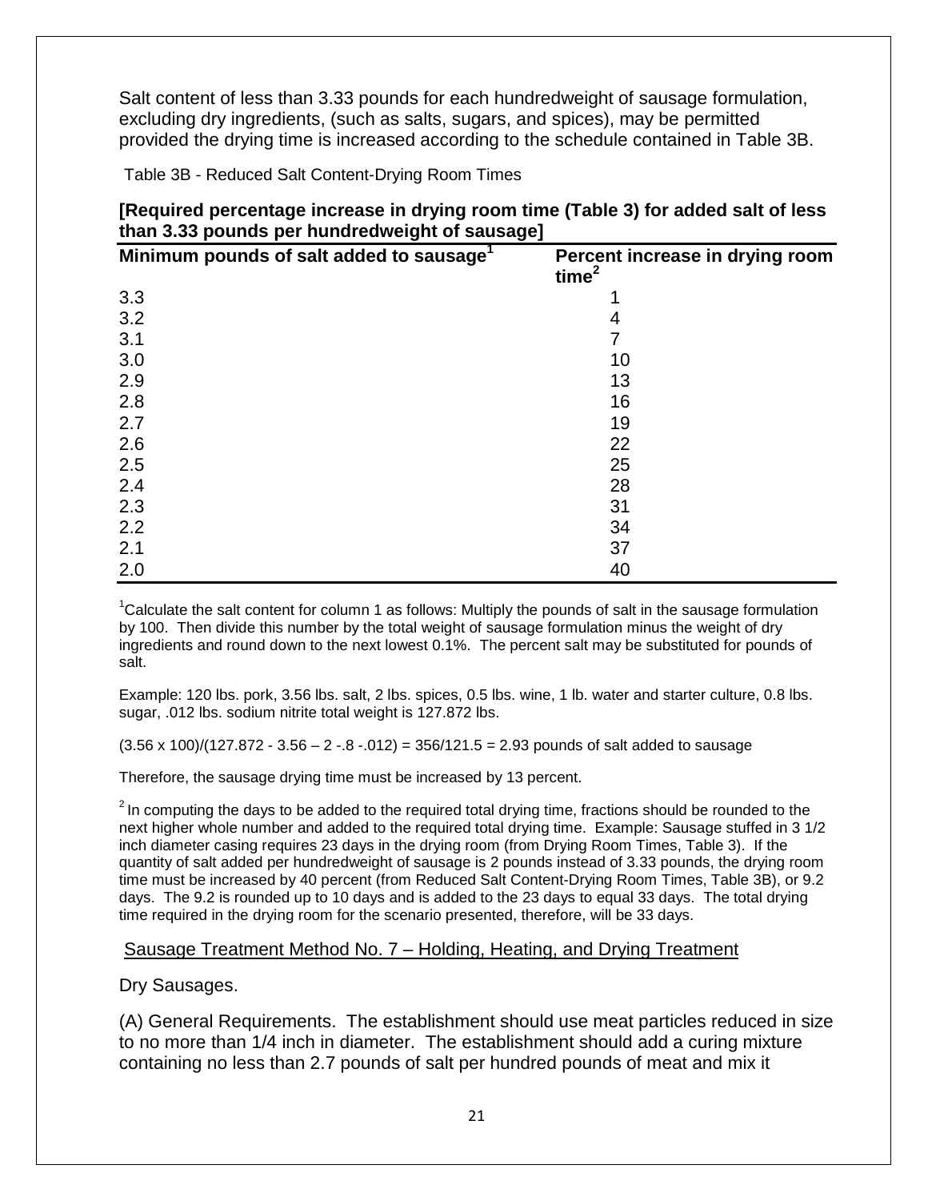Salt content of less than 3.33 pounds for each hundredweight of sausage formulation, excluding dry ingredients, (such as salts, sugars, and spices), may be permitted provided the drying time is increased according to the schedule contained in Table 3B.

Table 3B - Reduced Salt Content-Drying Room Times

**[Required percentage increase in drying room time (Table 3) for added salt of less than 3.33 pounds per hundredweight of sausage]**

| Minimum pounds of salt added to sausage[1] | Percent increase in drying room time[2] |
|---|---|
| 3.3 | 1 |
| 3.2 | 4 |
| 3.1 | 7 |
| 3.0 | 10 |
| 2.9 | 13 |
| 2.8 | 16 |
| 2.7 | 19 |
| 2.6 | 22 |
| 2.5 | 25 |
| 2.4 | 28 |
| 2.3 | 31 |
| 2.2 | 34 |
| 2.1 | 37 |
| 2.0 | 40 |

[1]Calculate the salt content for column 1 as follows: Multiply the pounds of salt in the sausage formulation by 100. Then divide this number by the total weight of sausage formulation minus the weight of dry ingredients and round down to the next lowest 0.1%. The percent salt may be substituted for pounds of salt.

Example: 120 lbs. pork, 3.56 lbs. salt, 2 lbs. spices, 0.5 lbs. wine, 1 lb. water and starter culture, 0.8 lbs. sugar, .012 lbs. sodium nitrite total weight is 127.872 lbs.

(3.56 x 100)/(127.872 - 3.56 – 2 -.8 -.012) = 356/121.5 = 2.93 pounds of salt added to sausage

Therefore, the sausage drying time must be increased by 13 percent.

[2] In computing the days to be added to the required total drying time, fractions should be rounded to the next higher whole number and added to the required total drying time. Example: Sausage stuffed in 3 1/2 inch diameter casing requires 23 days in the drying room (from Drying Room Times, Table 3). If the quantity of salt added per hundredweight of sausage is 2 pounds instead of 3.33 pounds, the drying room time must be increased by 40 percent (from Reduced Salt Content-Drying Room Times, Table 3B), or 9.2 days. The 9.2 is rounded up to 10 days and is added to the 23 days to equal 33 days. The total drying time required in the drying room for the scenario presented, therefore, will be 33 days.

## Sausage Treatment Method No. 7 – Holding, Heating, and Drying Treatment

Dry Sausages.

(A) General Requirements. The establishment should use meat particles reduced in size to no more than 1/4 inch in diameter. The establishment should add a curing mixture containing no less than 2.7 pounds of salt per hundred pounds of meat and mix it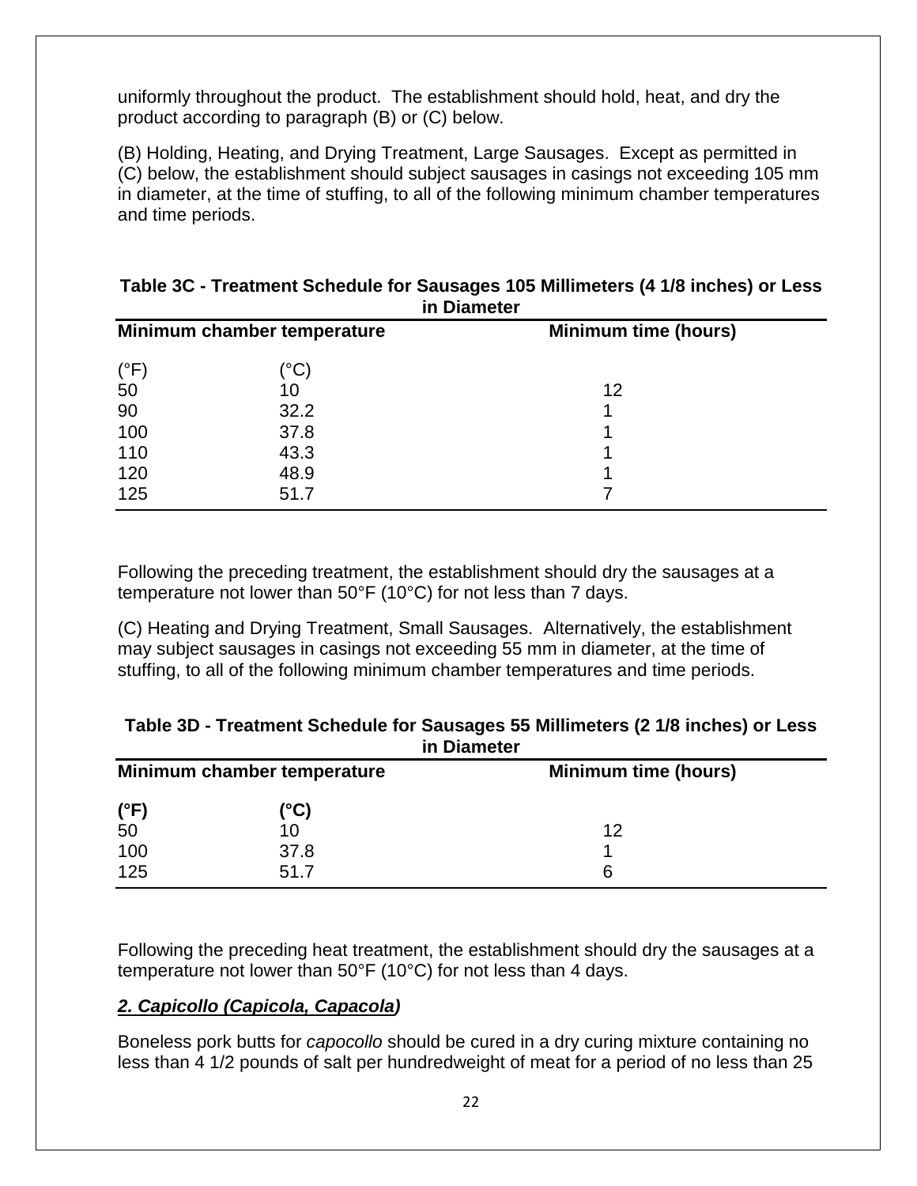uniformly throughout the product. The establishment should hold, heat, and dry the product according to paragraph (B) or (C) below.

(B) Holding, Heating, and Drying Treatment, Large Sausages. Except as permitted in (C) below, the establishment should subject sausages in casings not exceeding 105 mm in diameter, at the time of stuffing, to all of the following minimum chamber temperatures and time periods.

**Table 3C - Treatment Schedule for Sausages 105 Millimeters (4 1/8 inches) or Less in Diameter**

| Minimum chamber temperature | | Minimum time (hours) |
|---|---|---|
| (°F) | (°C) | |
| 50 | 10 | 12 |
| 90 | 32.2 | 1 |
| 100 | 37.8 | 1 |
| 110 | 43.3 | 1 |
| 120 | 48.9 | 1 |
| 125 | 51.7 | 7 |

Following the preceding treatment, the establishment should dry the sausages at a temperature not lower than 50°F (10°C) for not less than 7 days.

(C) Heating and Drying Treatment, Small Sausages. Alternatively, the establishment may subject sausages in casings not exceeding 55 mm in diameter, at the time of stuffing, to all of the following minimum chamber temperatures and time periods.

**Table 3D - Treatment Schedule for Sausages 55 Millimeters (2 1/8 inches) or Less in Diameter**

| Minimum chamber temperature | | Minimum time (hours) |
|---|---|---|
| **(°F)** | **(°C)** | |
| 50 | 10 | 12 |
| 100 | 37.8 | 1 |
| 125 | 51.7 | 6 |

Following the preceding heat treatment, the establishment should dry the sausages at a temperature not lower than 50°F (10°C) for not less than 4 days.

### ***2. Capicollo (Capicola, Capacola)***

Boneless pork butts for *capocollo* should be cured in a dry curing mixture containing no less than 4 1/2 pounds of salt per hundredweight of meat for a period of no less than 25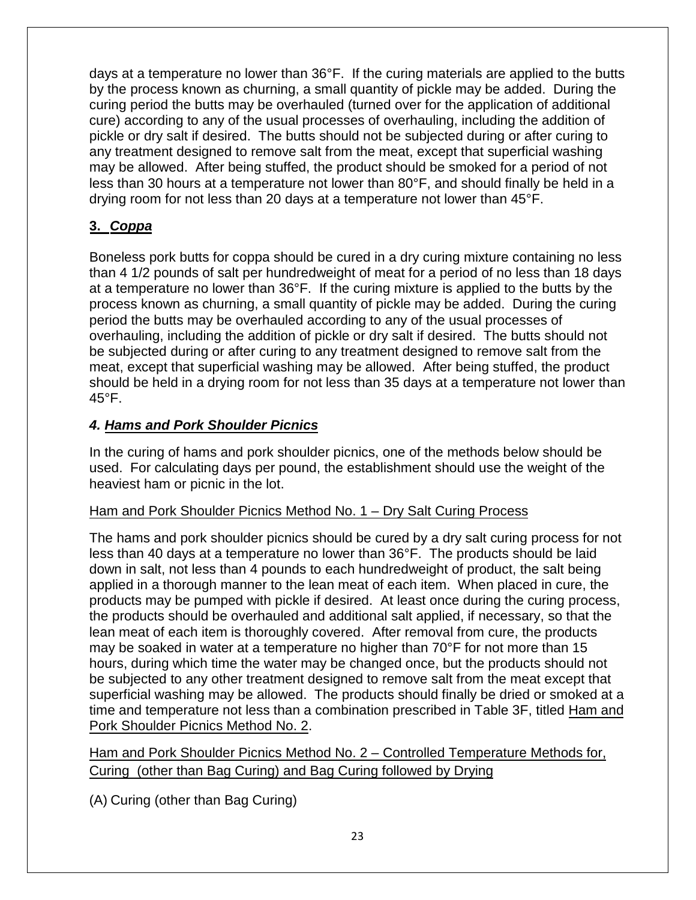days at a temperature no lower than 36°F. If the curing materials are applied to the butts by the process known as churning, a small quantity of pickle may be added. During the curing period the butts may be overhauled (turned over for the application of additional cure) according to any of the usual processes of overhauling, including the addition of pickle or dry salt if desired. The butts should not be subjected during or after curing to any treatment designed to remove salt from the meat, except that superficial washing may be allowed. After being stuffed, the product should be smoked for a period of not less than 30 hours at a temperature not lower than 80°F, and should finally be held in a drying room for not less than 20 days at a temperature not lower than 45°F.

### 3. *Coppa*

Boneless pork butts for coppa should be cured in a dry curing mixture containing no less than 4 1/2 pounds of salt per hundredweight of meat for a period of no less than 18 days at a temperature no lower than 36°F. If the curing mixture is applied to the butts by the process known as churning, a small quantity of pickle may be added. During the curing period the butts may be overhauled according to any of the usual processes of overhauling, including the addition of pickle or dry salt if desired. The butts should not be subjected during or after curing to any treatment designed to remove salt from the meat, except that superficial washing may be allowed. After being stuffed, the product should be held in a drying room for not less than 35 days at a temperature not lower than 45°F.

### *4. Hams and Pork Shoulder Picnics*

In the curing of hams and pork shoulder picnics, one of the methods below should be used. For calculating days per pound, the establishment should use the weight of the heaviest ham or picnic in the lot.

Ham and Pork Shoulder Picnics Method No. 1 – Dry Salt Curing Process

The hams and pork shoulder picnics should be cured by a dry salt curing process for not less than 40 days at a temperature no lower than 36°F. The products should be laid down in salt, not less than 4 pounds to each hundredweight of product, the salt being applied in a thorough manner to the lean meat of each item. When placed in cure, the products may be pumped with pickle if desired. At least once during the curing process, the products should be overhauled and additional salt applied, if necessary, so that the lean meat of each item is thoroughly covered. After removal from cure, the products may be soaked in water at a temperature no higher than 70°F for not more than 15 hours, during which time the water may be changed once, but the products should not be subjected to any other treatment designed to remove salt from the meat except that superficial washing may be allowed. The products should finally be dried or smoked at a time and temperature not less than a combination prescribed in Table 3F, titled Ham and Pork Shoulder Picnics Method No. 2.

Ham and Pork Shoulder Picnics Method No. 2 – Controlled Temperature Methods for, Curing (other than Bag Curing) and Bag Curing followed by Drying

(A) Curing (other than Bag Curing)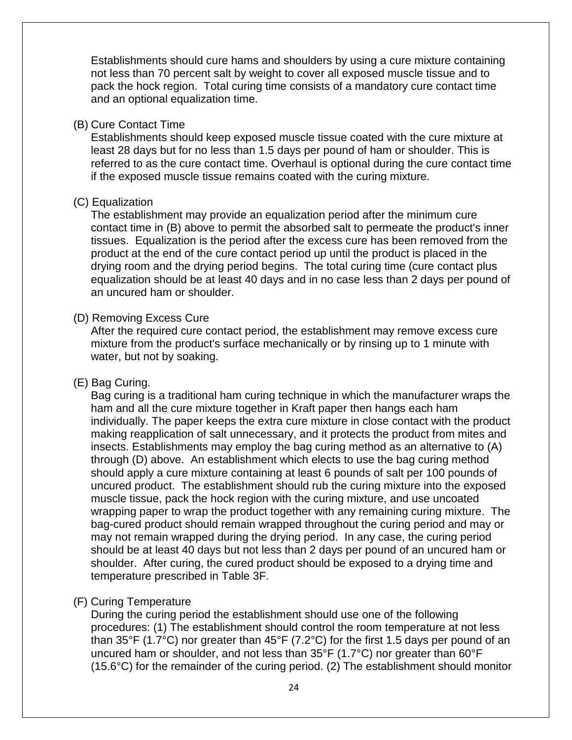Establishments should cure hams and shoulders by using a cure mixture containing not less than 70 percent salt by weight to cover all exposed muscle tissue and to pack the hock region. Total curing time consists of a mandatory cure contact time and an optional equalization time.

(B) Cure Contact Time

Establishments should keep exposed muscle tissue coated with the cure mixture at least 28 days but for no less than 1.5 days per pound of ham or shoulder. This is referred to as the cure contact time. Overhaul is optional during the cure contact time if the exposed muscle tissue remains coated with the curing mixture.

(C) Equalization

The establishment may provide an equalization period after the minimum cure contact time in (B) above to permit the absorbed salt to permeate the product's inner tissues. Equalization is the period after the excess cure has been removed from the product at the end of the cure contact period up until the product is placed in the drying room and the drying period begins. The total curing time (cure contact plus equalization should be at least 40 days and in no case less than 2 days per pound of an uncured ham or shoulder.

(D) Removing Excess Cure

After the required cure contact period, the establishment may remove excess cure mixture from the product's surface mechanically or by rinsing up to 1 minute with water, but not by soaking.

(E) Bag Curing.

Bag curing is a traditional ham curing technique in which the manufacturer wraps the ham and all the cure mixture together in Kraft paper then hangs each ham individually. The paper keeps the extra cure mixture in close contact with the product making reapplication of salt unnecessary, and it protects the product from mites and insects. Establishments may employ the bag curing method as an alternative to (A) through (D) above. An establishment which elects to use the bag curing method should apply a cure mixture containing at least 6 pounds of salt per 100 pounds of uncured product. The establishment should rub the curing mixture into the exposed muscle tissue, pack the hock region with the curing mixture, and use uncoated wrapping paper to wrap the product together with any remaining curing mixture. The bag-cured product should remain wrapped throughout the curing period and may or may not remain wrapped during the drying period. In any case, the curing period should be at least 40 days but not less than 2 days per pound of an uncured ham or shoulder. After curing, the cured product should be exposed to a drying time and temperature prescribed in Table 3F.

(F) Curing Temperature

During the curing period the establishment should use one of the following procedures: (1) The establishment should control the room temperature at not less than 35°F (1.7°C) nor greater than 45°F (7.2°C) for the first 1.5 days per pound of an uncured ham or shoulder, and not less than 35°F (1.7°C) nor greater than 60°F (15.6°C) for the remainder of the curing period. (2) The establishment should monitor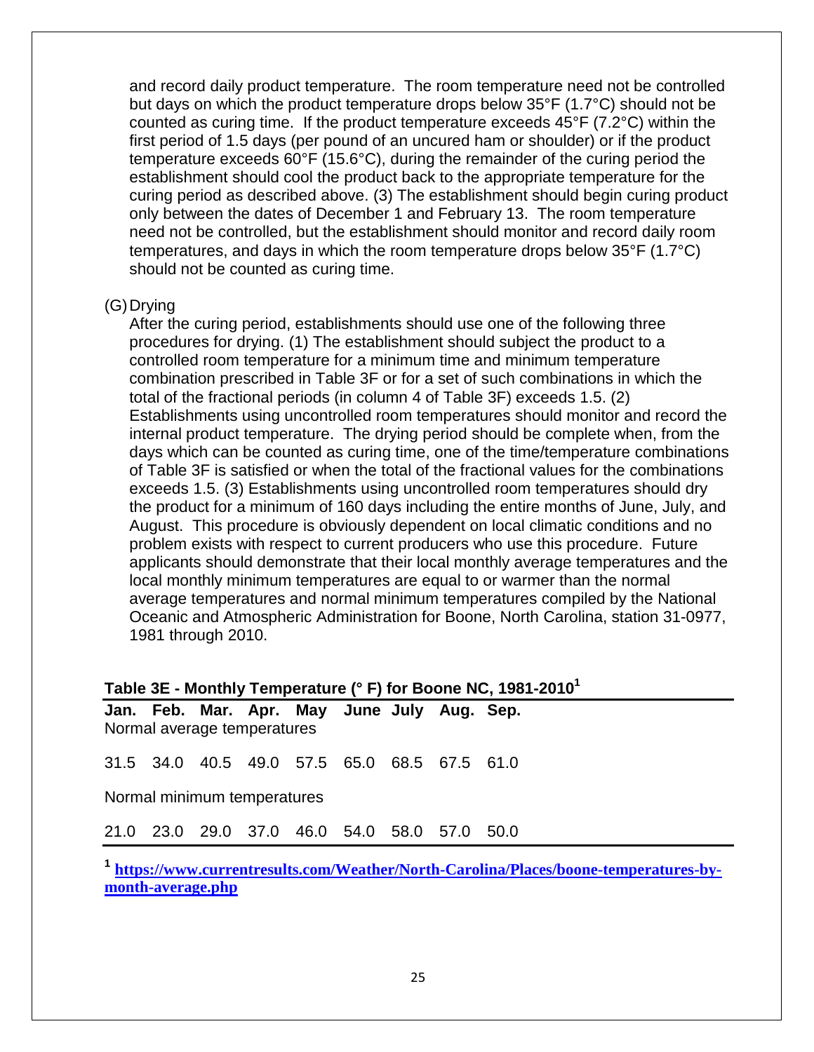and record daily product temperature. The room temperature need not be controlled but days on which the product temperature drops below 35°F (1.7°C) should not be counted as curing time. If the product temperature exceeds 45°F (7.2°C) within the first period of 1.5 days (per pound of an uncured ham or shoulder) or if the product temperature exceeds 60°F (15.6°C), during the remainder of the curing period the establishment should cool the product back to the appropriate temperature for the curing period as described above. (3) The establishment should begin curing product only between the dates of December 1 and February 13. The room temperature need not be controlled, but the establishment should monitor and record daily room temperatures, and days in which the room temperature drops below 35°F (1.7°C) should not be counted as curing time.

(G) Drying

After the curing period, establishments should use one of the following three procedures for drying. (1) The establishment should subject the product to a controlled room temperature for a minimum time and minimum temperature combination prescribed in Table 3F or for a set of such combinations in which the total of the fractional periods (in column 4 of Table 3F) exceeds 1.5. (2) Establishments using uncontrolled room temperatures should monitor and record the internal product temperature. The drying period should be complete when, from the days which can be counted as curing time, one of the time/temperature combinations of Table 3F is satisfied or when the total of the fractional values for the combinations exceeds 1.5. (3) Establishments using uncontrolled room temperatures should dry the product for a minimum of 160 days including the entire months of June, July, and August. This procedure is obviously dependent on local climatic conditions and no problem exists with respect to current producers who use this procedure. Future applicants should demonstrate that their local monthly average temperatures and the local monthly minimum temperatures are equal to or warmer than the normal average temperatures and normal minimum temperatures compiled by the National Oceanic and Atmospheric Administration for Boone, North Carolina, station 31-0977, 1981 through 2010.

**Table 3E - Monthly Temperature (° F) for Boone NC, 1981-2010[1]**

| Jan. | Feb. | Mar. | Apr. | May | June | July | Aug. | Sep. |
|---|---|---|---|---|---|---|---|---|
| Normal average temperatures | | | | | | | | |
| 31.5 | 34.0 | 40.5 | 49.0 | 57.5 | 65.0 | 68.5 | 67.5 | 61.0 |
| Normal minimum temperatures | | | | | | | | |
| 21.0 | 23.0 | 29.0 | 37.0 | 46.0 | 54.0 | 58.0 | 57.0 | 50.0 |

[1] https://www.currentresults.com/Weather/North-Carolina/Places/boone-temperatures-by-month-average.php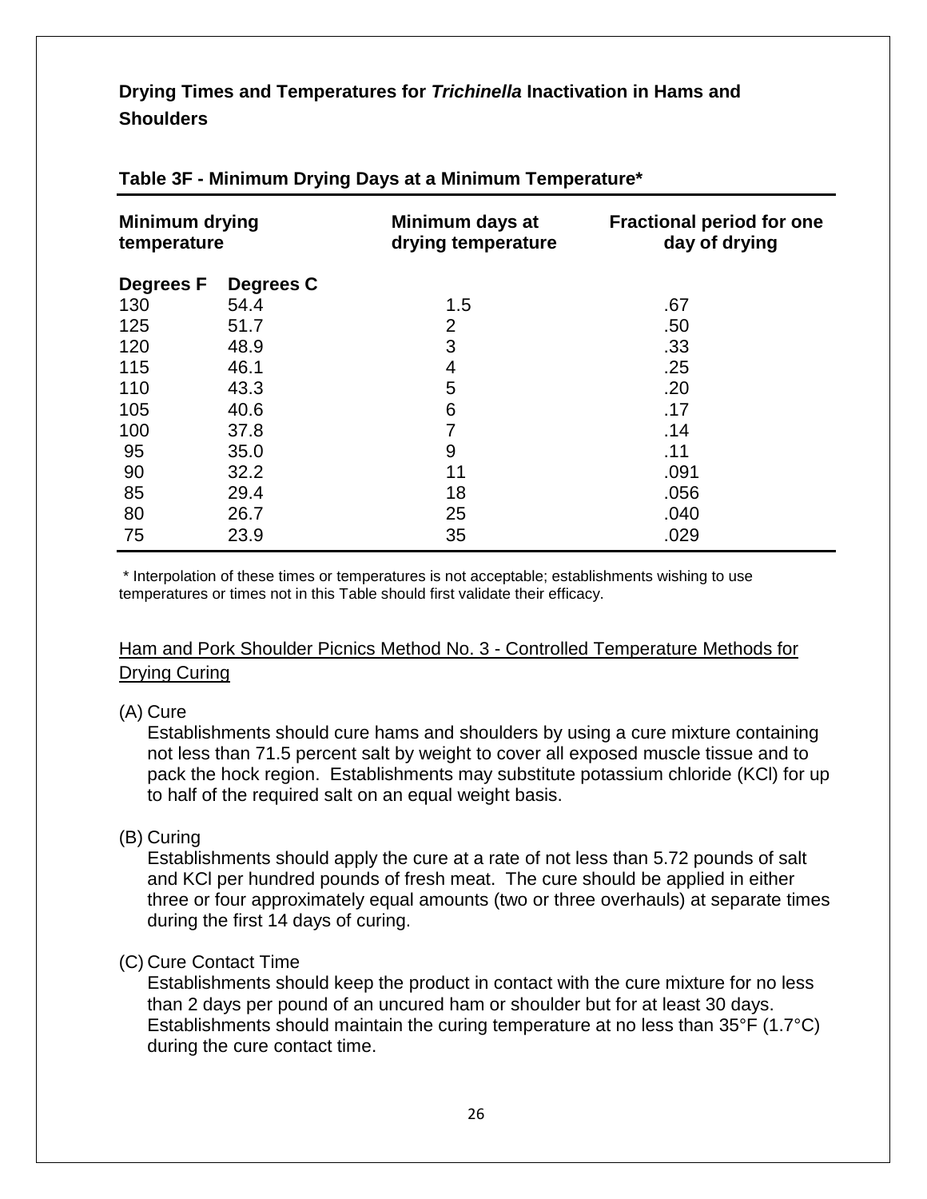## Drying Times and Temperatures for *Trichinella* Inactivation in Hams and Shoulders

**Table 3F - Minimum Drying Days at a Minimum Temperature***

| Minimum drying temperature | | Minimum days at drying temperature | Fractional period for one day of drying |
|---|---|---|---|
| **Degrees F** | **Degrees C** | | |
| 130 | 54.4 | 1.5 | .67 |
| 125 | 51.7 | 2 | .50 |
| 120 | 48.9 | 3 | .33 |
| 115 | 46.1 | 4 | .25 |
| 110 | 43.3 | 5 | .20 |
| 105 | 40.6 | 6 | .17 |
| 100 | 37.8 | 7 | .14 |
| 95 | 35.0 | 9 | .11 |
| 90 | 32.2 | 11 | .091 |
| 85 | 29.4 | 18 | .056 |
| 80 | 26.7 | 25 | .040 |
| 75 | 23.9 | 35 | .029 |

\* Interpolation of these times or temperatures is not acceptable; establishments wishing to use temperatures or times not in this Table should first validate their efficacy.

<u>Ham and Pork Shoulder Picnics Method No. 3 - Controlled Temperature Methods for Drying Curing</u>

(A) Cure

Establishments should cure hams and shoulders by using a cure mixture containing not less than 71.5 percent salt by weight to cover all exposed muscle tissue and to pack the hock region. Establishments may substitute potassium chloride (KCl) for up to half of the required salt on an equal weight basis.

(B) Curing

Establishments should apply the cure at a rate of not less than 5.72 pounds of salt and KCl per hundred pounds of fresh meat. The cure should be applied in either three or four approximately equal amounts (two or three overhauls) at separate times during the first 14 days of curing.

(C) Cure Contact Time

Establishments should keep the product in contact with the cure mixture for no less than 2 days per pound of an uncured ham or shoulder but for at least 30 days. Establishments should maintain the curing temperature at no less than 35°F (1.7°C) during the cure contact time.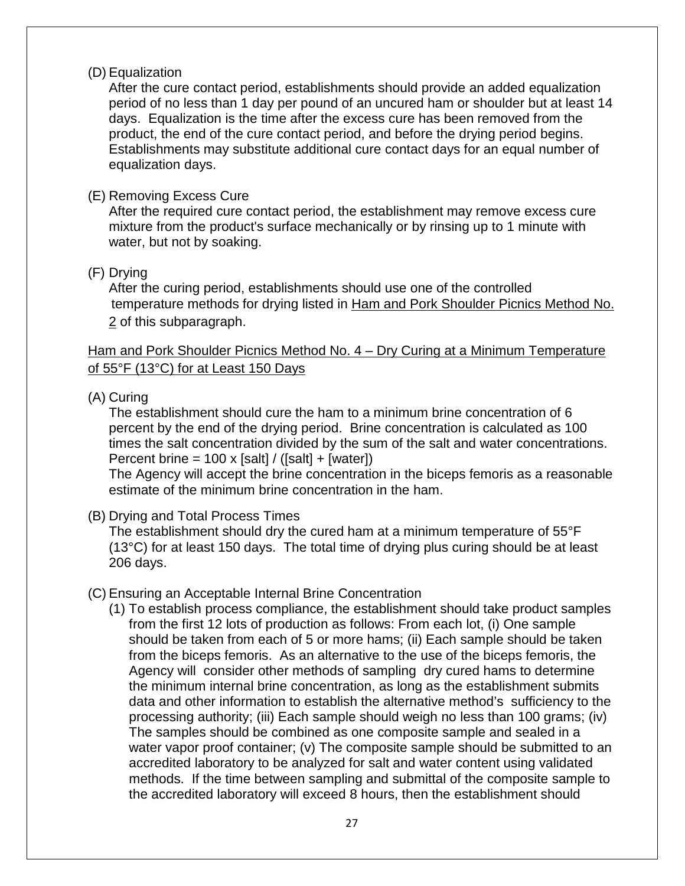(D) Equalization

After the cure contact period, establishments should provide an added equalization period of no less than 1 day per pound of an uncured ham or shoulder but at least 14 days. Equalization is the time after the excess cure has been removed from the product, the end of the cure contact period, and before the drying period begins. Establishments may substitute additional cure contact days for an equal number of equalization days.

(E) Removing Excess Cure

After the required cure contact period, the establishment may remove excess cure mixture from the product's surface mechanically or by rinsing up to 1 minute with water, but not by soaking.

(F) Drying

After the curing period, establishments should use one of the controlled temperature methods for drying listed in <u>Ham and Pork Shoulder Picnics Method No. 2</u> of this subparagraph.

<u>Ham and Pork Shoulder Picnics Method No. 4 – Dry Curing at a Minimum Temperature of 55°F (13°C) for at Least 150 Days</u>

(A) Curing

The establishment should cure the ham to a minimum brine concentration of 6 percent by the end of the drying period. Brine concentration is calculated as 100 times the salt concentration divided by the sum of the salt and water concentrations.
Percent brine = 100 x [salt] / ([salt] + [water])

The Agency will accept the brine concentration in the biceps femoris as a reasonable estimate of the minimum brine concentration in the ham.

(B) Drying and Total Process Times

The establishment should dry the cured ham at a minimum temperature of 55°F (13°C) for at least 150 days. The total time of drying plus curing should be at least 206 days.

(C) Ensuring an Acceptable Internal Brine Concentration

(1) To establish process compliance, the establishment should take product samples from the first 12 lots of production as follows: From each lot, (i) One sample should be taken from each of 5 or more hams; (ii) Each sample should be taken from the biceps femoris. As an alternative to the use of the biceps femoris, the Agency will consider other methods of sampling dry cured hams to determine the minimum internal brine concentration, as long as the establishment submits data and other information to establish the alternative method's sufficiency to the processing authority; (iii) Each sample should weigh no less than 100 grams; (iv) The samples should be combined as one composite sample and sealed in a water vapor proof container; (v) The composite sample should be submitted to an accredited laboratory to be analyzed for salt and water content using validated methods. If the time between sampling and submittal of the composite sample to the accredited laboratory will exceed 8 hours, then the establishment should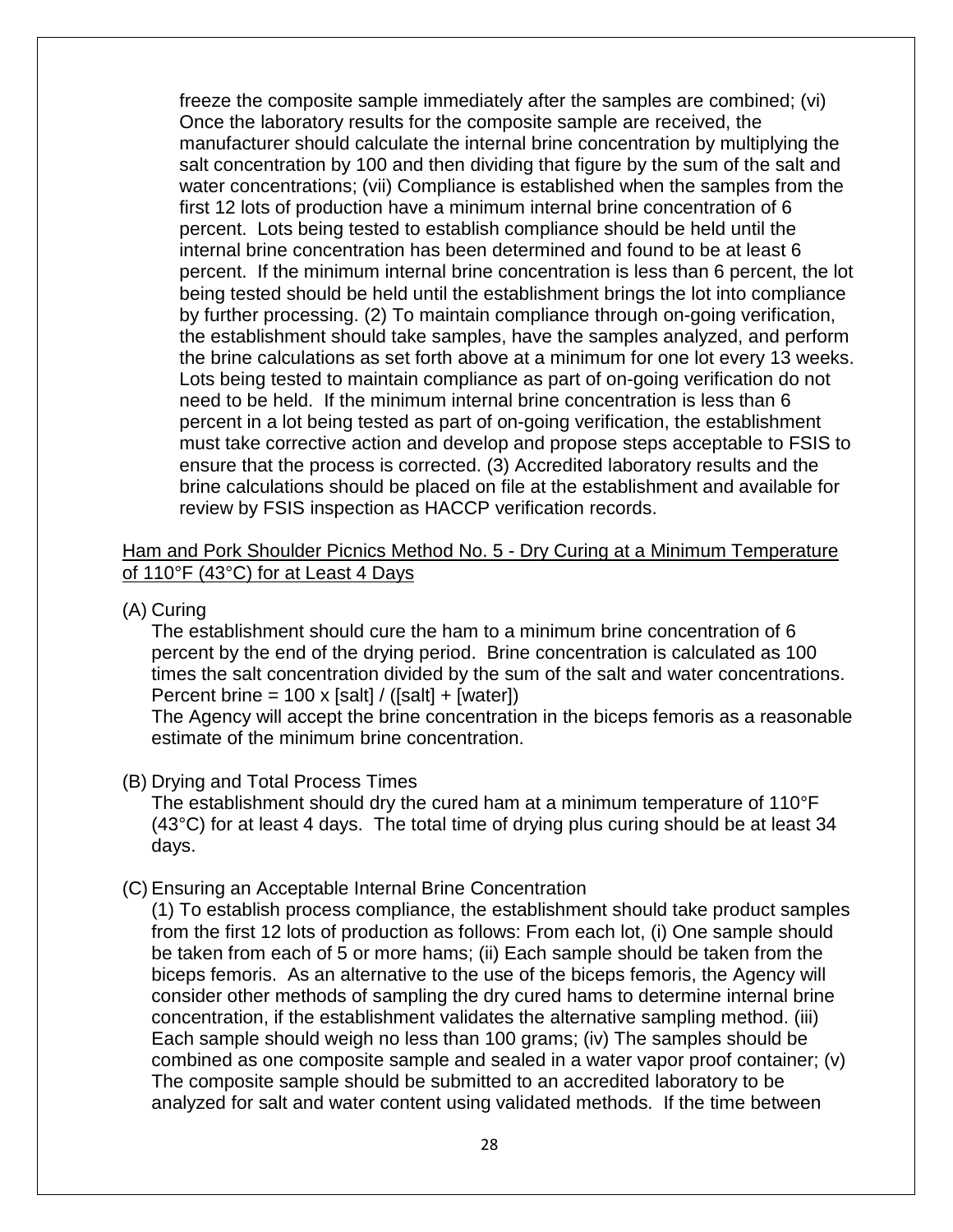freeze the composite sample immediately after the samples are combined; (vi) Once the laboratory results for the composite sample are received, the manufacturer should calculate the internal brine concentration by multiplying the salt concentration by 100 and then dividing that figure by the sum of the salt and water concentrations; (vii) Compliance is established when the samples from the first 12 lots of production have a minimum internal brine concentration of 6 percent. Lots being tested to establish compliance should be held until the internal brine concentration has been determined and found to be at least 6 percent. If the minimum internal brine concentration is less than 6 percent, the lot being tested should be held until the establishment brings the lot into compliance by further processing. (2) To maintain compliance through on-going verification, the establishment should take samples, have the samples analyzed, and perform the brine calculations as set forth above at a minimum for one lot every 13 weeks. Lots being tested to maintain compliance as part of on-going verification do not need to be held. If the minimum internal brine concentration is less than 6 percent in a lot being tested as part of on-going verification, the establishment must take corrective action and develop and propose steps acceptable to FSIS to ensure that the process is corrected. (3) Accredited laboratory results and the brine calculations should be placed on file at the establishment and available for review by FSIS inspection as HACCP verification records.

<u>Ham and Pork Shoulder Picnics Method No. 5 - Dry Curing at a Minimum Temperature of 110°F (43°C) for at Least 4 Days</u>

(A) Curing

The establishment should cure the ham to a minimum brine concentration of 6 percent by the end of the drying period. Brine concentration is calculated as 100 times the salt concentration divided by the sum of the salt and water concentrations. Percent brine = 100 x [salt] / ([salt] + [water])

The Agency will accept the brine concentration in the biceps femoris as a reasonable estimate of the minimum brine concentration.

(B) Drying and Total Process Times

The establishment should dry the cured ham at a minimum temperature of 110°F (43°C) for at least 4 days. The total time of drying plus curing should be at least 34 days.

(C) Ensuring an Acceptable Internal Brine Concentration

(1) To establish process compliance, the establishment should take product samples from the first 12 lots of production as follows: From each lot, (i) One sample should be taken from each of 5 or more hams; (ii) Each sample should be taken from the biceps femoris. As an alternative to the use of the biceps femoris, the Agency will consider other methods of sampling the dry cured hams to determine internal brine concentration, if the establishment validates the alternative sampling method. (iii) Each sample should weigh no less than 100 grams; (iv) The samples should be combined as one composite sample and sealed in a water vapor proof container; (v) The composite sample should be submitted to an accredited laboratory to be analyzed for salt and water content using validated methods. If the time between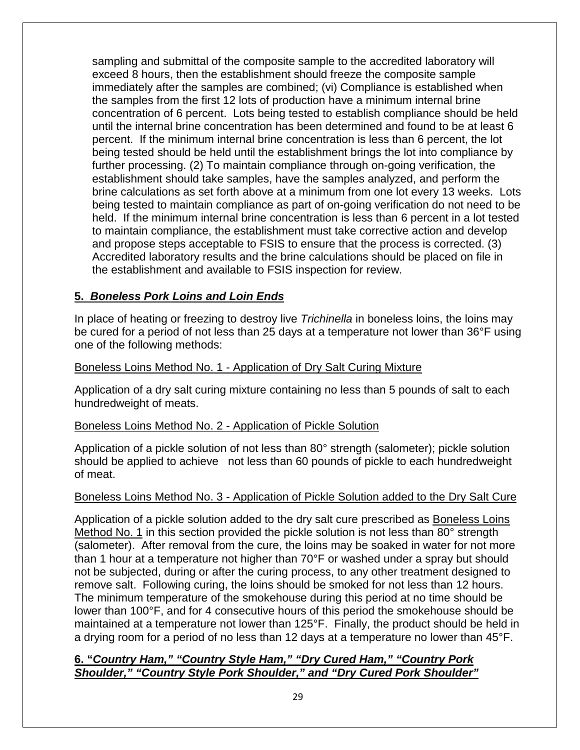sampling and submittal of the composite sample to the accredited laboratory will exceed 8 hours, then the establishment should freeze the composite sample immediately after the samples are combined; (vi) Compliance is established when the samples from the first 12 lots of production have a minimum internal brine concentration of 6 percent. Lots being tested to establish compliance should be held until the internal brine concentration has been determined and found to be at least 6 percent. If the minimum internal brine concentration is less than 6 percent, the lot being tested should be held until the establishment brings the lot into compliance by further processing. (2) To maintain compliance through on-going verification, the establishment should take samples, have the samples analyzed, and perform the brine calculations as set forth above at a minimum from one lot every 13 weeks. Lots being tested to maintain compliance as part of on-going verification do not need to be held. If the minimum internal brine concentration is less than 6 percent in a lot tested to maintain compliance, the establishment must take corrective action and develop and propose steps acceptable to FSIS to ensure that the process is corrected. (3) Accredited laboratory results and the brine calculations should be placed on file in the establishment and available to FSIS inspection for review.

## 5. ***Boneless Pork Loins and Loin Ends***

In place of heating or freezing to destroy live *Trichinella* in boneless loins, the loins may be cured for a period of not less than 25 days at a temperature not lower than 36°F using one of the following methods:

Boneless Loins Method No. 1 - Application of Dry Salt Curing Mixture

Application of a dry salt curing mixture containing no less than 5 pounds of salt to each hundredweight of meats.

Boneless Loins Method No. 2 - Application of Pickle Solution

Application of a pickle solution of not less than 80° strength (salometer); pickle solution should be applied to achieve not less than 60 pounds of pickle to each hundredweight of meat.

Boneless Loins Method No. 3 - Application of Pickle Solution added to the Dry Salt Cure

Application of a pickle solution added to the dry salt cure prescribed as Boneless Loins Method No. 1 in this section provided the pickle solution is not less than 80° strength (salometer). After removal from the cure, the loins may be soaked in water for not more than 1 hour at a temperature not higher than 70°F or washed under a spray but should not be subjected, during or after the curing process, to any other treatment designed to remove salt. Following curing, the loins should be smoked for not less than 12 hours. The minimum temperature of the smokehouse during this period at no time should be lower than 100°F, and for 4 consecutive hours of this period the smokehouse should be maintained at a temperature not lower than 125°F. Finally, the product should be held in a drying room for a period of no less than 12 days at a temperature no lower than 45°F.

## 6. ***"Country Ham," "Country Style Ham," "Dry Cured Ham," "Country Pork Shoulder," "Country Style Pork Shoulder," and "Dry Cured Pork Shoulder"***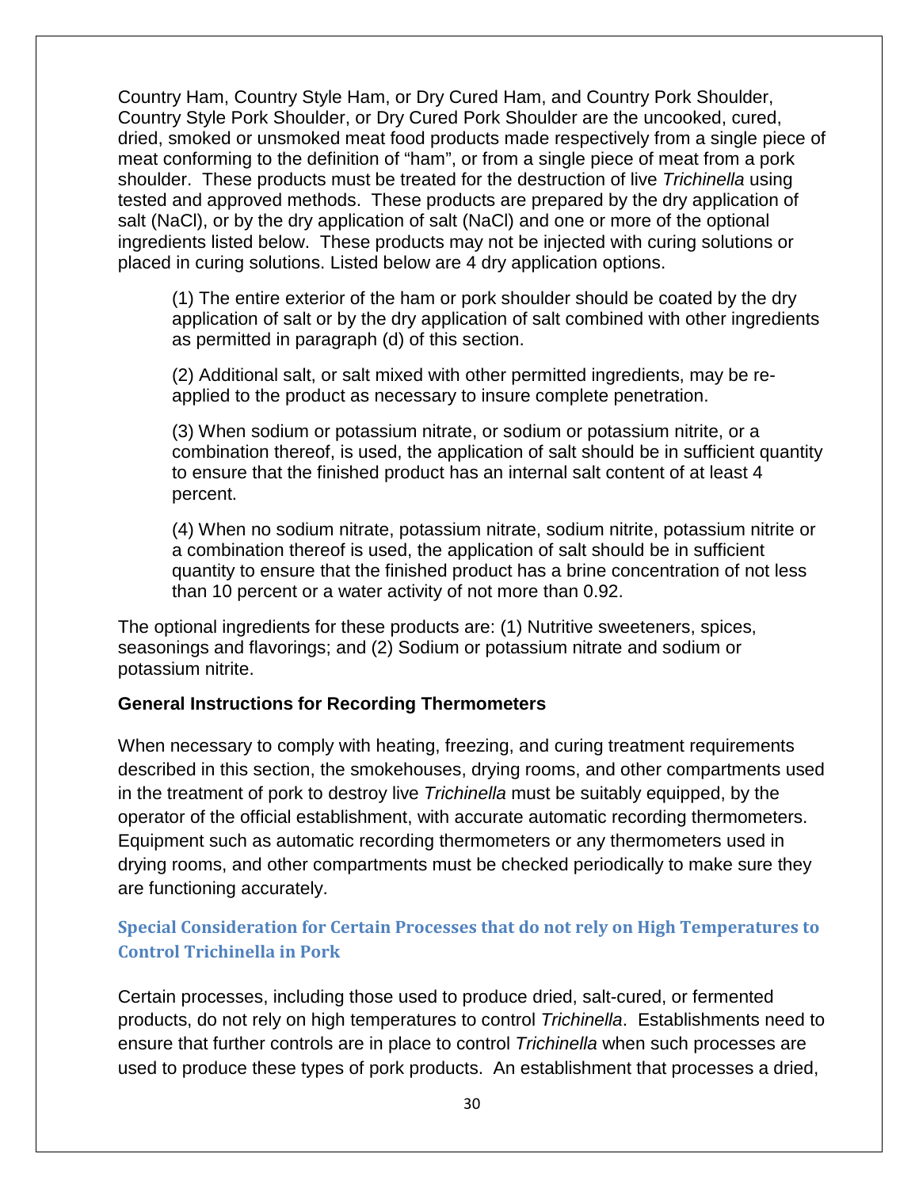Country Ham, Country Style Ham, or Dry Cured Ham, and Country Pork Shoulder, Country Style Pork Shoulder, or Dry Cured Pork Shoulder are the uncooked, cured, dried, smoked or unsmoked meat food products made respectively from a single piece of meat conforming to the definition of "ham", or from a single piece of meat from a pork shoulder. These products must be treated for the destruction of live *Trichinella* using tested and approved methods. These products are prepared by the dry application of salt (NaCl), or by the dry application of salt (NaCl) and one or more of the optional ingredients listed below. These products may not be injected with curing solutions or placed in curing solutions. Listed below are 4 dry application options.

> (1) The entire exterior of the ham or pork shoulder should be coated by the dry application of salt or by the dry application of salt combined with other ingredients as permitted in paragraph (d) of this section.
>
> (2) Additional salt, or salt mixed with other permitted ingredients, may be re-applied to the product as necessary to insure complete penetration.
>
> (3) When sodium or potassium nitrate, or sodium or potassium nitrite, or a combination thereof, is used, the application of salt should be in sufficient quantity to ensure that the finished product has an internal salt content of at least 4 percent.
>
> (4) When no sodium nitrate, potassium nitrate, sodium nitrite, potassium nitrite or a combination thereof is used, the application of salt should be in sufficient quantity to ensure that the finished product has a brine concentration of not less than 10 percent or a water activity of not more than 0.92.

The optional ingredients for these products are: (1) Nutritive sweeteners, spices, seasonings and flavorings; and (2) Sodium or potassium nitrate and sodium or potassium nitrite.

**General Instructions for Recording Thermometers**

When necessary to comply with heating, freezing, and curing treatment requirements described in this section, the smokehouses, drying rooms, and other compartments used in the treatment of pork to destroy live *Trichinella* must be suitably equipped, by the operator of the official establishment, with accurate automatic recording thermometers. Equipment such as automatic recording thermometers or any thermometers used in drying rooms, and other compartments must be checked periodically to make sure they are functioning accurately.

## Special Consideration for Certain Processes that do not rely on High Temperatures to Control Trichinella in Pork

Certain processes, including those used to produce dried, salt-cured, or fermented products, do not rely on high temperatures to control *Trichinella*. Establishments need to ensure that further controls are in place to control *Trichinella* when such processes are used to produce these types of pork products. An establishment that processes a dried,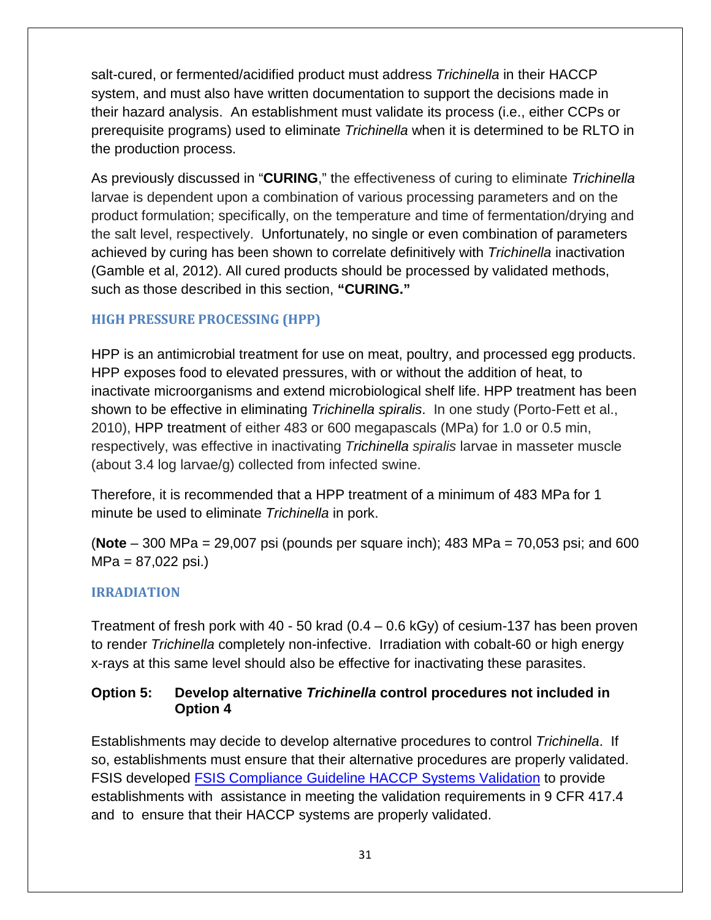salt-cured, or fermented/acidified product must address *Trichinella* in their HACCP system, and must also have written documentation to support the decisions made in their hazard analysis. An establishment must validate its process (i.e., either CCPs or prerequisite programs) used to eliminate *Trichinella* when it is determined to be RLTO in the production process.

As previously discussed in "**CURING**," the effectiveness of curing to eliminate *Trichinella* larvae is dependent upon a combination of various processing parameters and on the product formulation; specifically, on the temperature and time of fermentation/drying and the salt level, respectively. Unfortunately, no single or even combination of parameters achieved by curing has been shown to correlate definitively with *Trichinella* inactivation (Gamble et al, 2012). All cured products should be processed by validated methods, such as those described in this section, **"CURING."**

### HIGH PRESSURE PROCESSING (HPP)

HPP is an antimicrobial treatment for use on meat, poultry, and processed egg products. HPP exposes food to elevated pressures, with or without the addition of heat, to inactivate microorganisms and extend microbiological shelf life. HPP treatment has been shown to be effective in eliminating *Trichinella spiralis*. In one study (Porto-Fett et al., 2010), HPP treatment of either 483 or 600 megapascals (MPa) for 1.0 or 0.5 min, respectively, was effective in inactivating *Trichinella spiralis* larvae in masseter muscle (about 3.4 log larvae/g) collected from infected swine.

Therefore, it is recommended that a HPP treatment of a minimum of 483 MPa for 1 minute be used to eliminate *Trichinella* in pork.

(**Note** – 300 MPa = 29,007 psi (pounds per square inch); 483 MPa = 70,053 psi; and 600 MPa = 87,022 psi.)

### IRRADIATION

Treatment of fresh pork with 40 - 50 krad (0.4 – 0.6 kGy) of cesium-137 has been proven to render *Trichinella* completely non-infective. Irradiation with cobalt-60 or high energy x-rays at this same level should also be effective for inactivating these parasites.

### Option 5: Develop alternative *Trichinella* control procedures not included in Option 4

Establishments may decide to develop alternative procedures to control *Trichinella*. If so, establishments must ensure that their alternative procedures are properly validated. FSIS developed FSIS Compliance Guideline HACCP Systems Validation to provide establishments with assistance in meeting the validation requirements in 9 CFR 417.4 and to ensure that their HACCP systems are properly validated.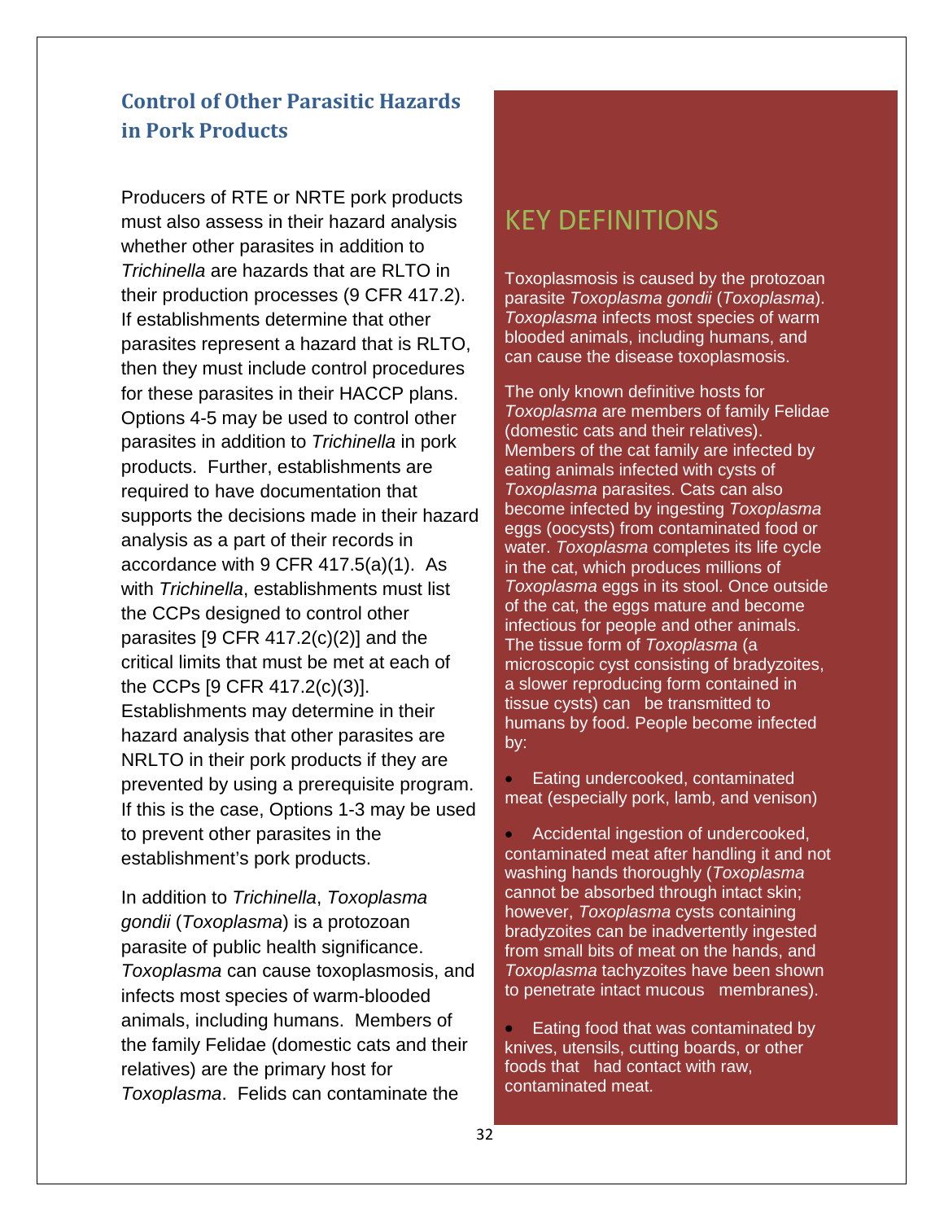## Control of Other Parasitic Hazards in Pork Products

Producers of RTE or NRTE pork products must also assess in their hazard analysis whether other parasites in addition to *Trichinella* are hazards that are RLTO in their production processes (9 CFR 417.2). If establishments determine that other parasites represent a hazard that is RLTO, then they must include control procedures for these parasites in their HACCP plans. Options 4-5 may be used to control other parasites in addition to *Trichinella* in pork products. Further, establishments are required to have documentation that supports the decisions made in their hazard analysis as a part of their records in accordance with 9 CFR 417.5(a)(1). As with *Trichinella*, establishments must list the CCPs designed to control other parasites [9 CFR 417.2(c)(2)] and the critical limits that must be met at each of the CCPs [9 CFR 417.2(c)(3)]. Establishments may determine in their hazard analysis that other parasites are NRLTO in their pork products if they are prevented by using a prerequisite program. If this is the case, Options 1-3 may be used to prevent other parasites in the establishment's pork products.

In addition to *Trichinella*, *Toxoplasma gondii* (*Toxoplasma*) is a protozoan parasite of public health significance. *Toxoplasma* can cause toxoplasmosis, and infects most species of warm-blooded animals, including humans. Members of the family Felidae (domestic cats and their relatives) are the primary host for *Toxoplasma*. Felids can contaminate the

## KEY DEFINITIONS

Toxoplasmosis is caused by the protozoan parasite *Toxoplasma gondii* (*Toxoplasma*). *Toxoplasma* infects most species of warm blooded animals, including humans, and can cause the disease toxoplasmosis.

The only known definitive hosts for *Toxoplasma* are members of family Felidae (domestic cats and their relatives). Members of the cat family are infected by eating animals infected with cysts of *Toxoplasma* parasites. Cats can also become infected by ingesting *Toxoplasma* eggs (oocysts) from contaminated food or water. *Toxoplasma* completes its life cycle in the cat, which produces millions of *Toxoplasma* eggs in its stool. Once outside of the cat, the eggs mature and become infectious for people and other animals. The tissue form of *Toxoplasma* (a microscopic cyst consisting of bradyzoites, a slower reproducing form contained in tissue cysts) can be transmitted to humans by food. People become infected by:

- Eating undercooked, contaminated meat (especially pork, lamb, and venison)
- Accidental ingestion of undercooked, contaminated meat after handling it and not washing hands thoroughly (*Toxoplasma* cannot be absorbed through intact skin; however, *Toxoplasma* cysts containing bradyzoites can be inadvertently ingested from small bits of meat on the hands, and *Toxoplasma* tachyzoites have been shown to penetrate intact mucous membranes).
- Eating food that was contaminated by knives, utensils, cutting boards, or other foods that had contact with raw, contaminated meat.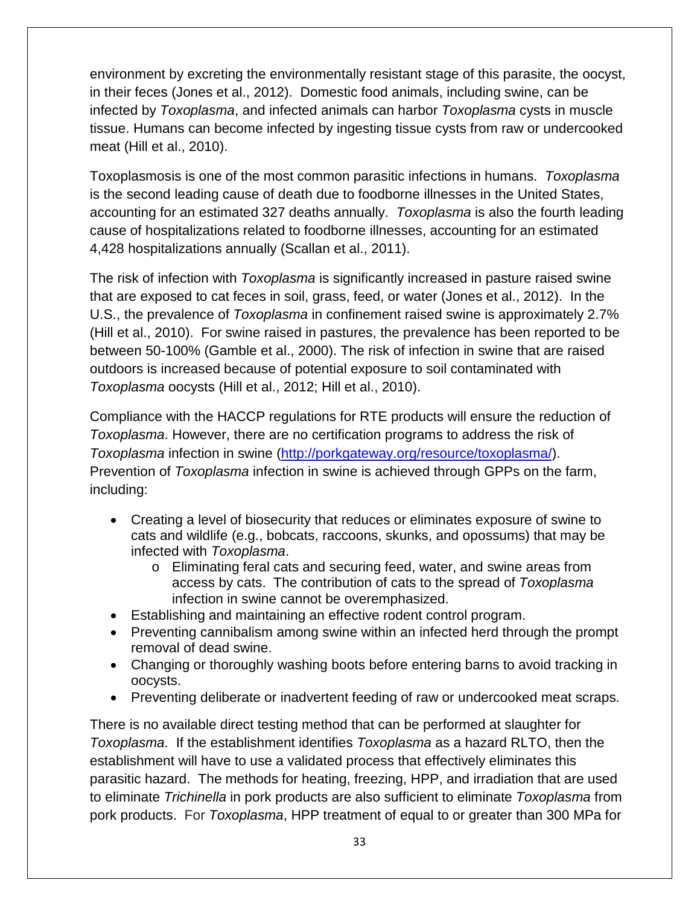environment by excreting the environmentally resistant stage of this parasite, the oocyst, in their feces (Jones et al., 2012). Domestic food animals, including swine, can be infected by *Toxoplasma*, and infected animals can harbor *Toxoplasma* cysts in muscle tissue. Humans can become infected by ingesting tissue cysts from raw or undercooked meat (Hill et al., 2010).

Toxoplasmosis is one of the most common parasitic infections in humans. *Toxoplasma* is the second leading cause of death due to foodborne illnesses in the United States, accounting for an estimated 327 deaths annually. *Toxoplasma* is also the fourth leading cause of hospitalizations related to foodborne illnesses, accounting for an estimated 4,428 hospitalizations annually (Scallan et al., 2011).

The risk of infection with *Toxoplasma* is significantly increased in pasture raised swine that are exposed to cat feces in soil, grass, feed, or water (Jones et al., 2012). In the U.S., the prevalence of *Toxoplasma* in confinement raised swine is approximately 2.7% (Hill et al., 2010). For swine raised in pastures, the prevalence has been reported to be between 50-100% (Gamble et al., 2000). The risk of infection in swine that are raised outdoors is increased because of potential exposure to soil contaminated with *Toxoplasma* oocysts (Hill et al., 2012; Hill et al., 2010).

Compliance with the HACCP regulations for RTE products will ensure the reduction of *Toxoplasma*. However, there are no certification programs to address the risk of *Toxoplasma* infection in swine (http://porkgateway.org/resource/toxoplasma/). Prevention of *Toxoplasma* infection in swine is achieved through GPPs on the farm, including:

- Creating a level of biosecurity that reduces or eliminates exposure of swine to cats and wildlife (e.g., bobcats, raccoons, skunks, and opossums) that may be infected with *Toxoplasma*.
  - Eliminating feral cats and securing feed, water, and swine areas from access by cats. The contribution of cats to the spread of *Toxoplasma* infection in swine cannot be overemphasized.
- Establishing and maintaining an effective rodent control program.
- Preventing cannibalism among swine within an infected herd through the prompt removal of dead swine.
- Changing or thoroughly washing boots before entering barns to avoid tracking in oocysts.
- Preventing deliberate or inadvertent feeding of raw or undercooked meat scraps.

There is no available direct testing method that can be performed at slaughter for *Toxoplasma*. If the establishment identifies *Toxoplasma* as a hazard RLTO, then the establishment will have to use a validated process that effectively eliminates this parasitic hazard. The methods for heating, freezing, HPP, and irradiation that are used to eliminate *Trichinella* in pork products are also sufficient to eliminate *Toxoplasma* from pork products. For *Toxoplasma*, HPP treatment of equal to or greater than 300 MPa for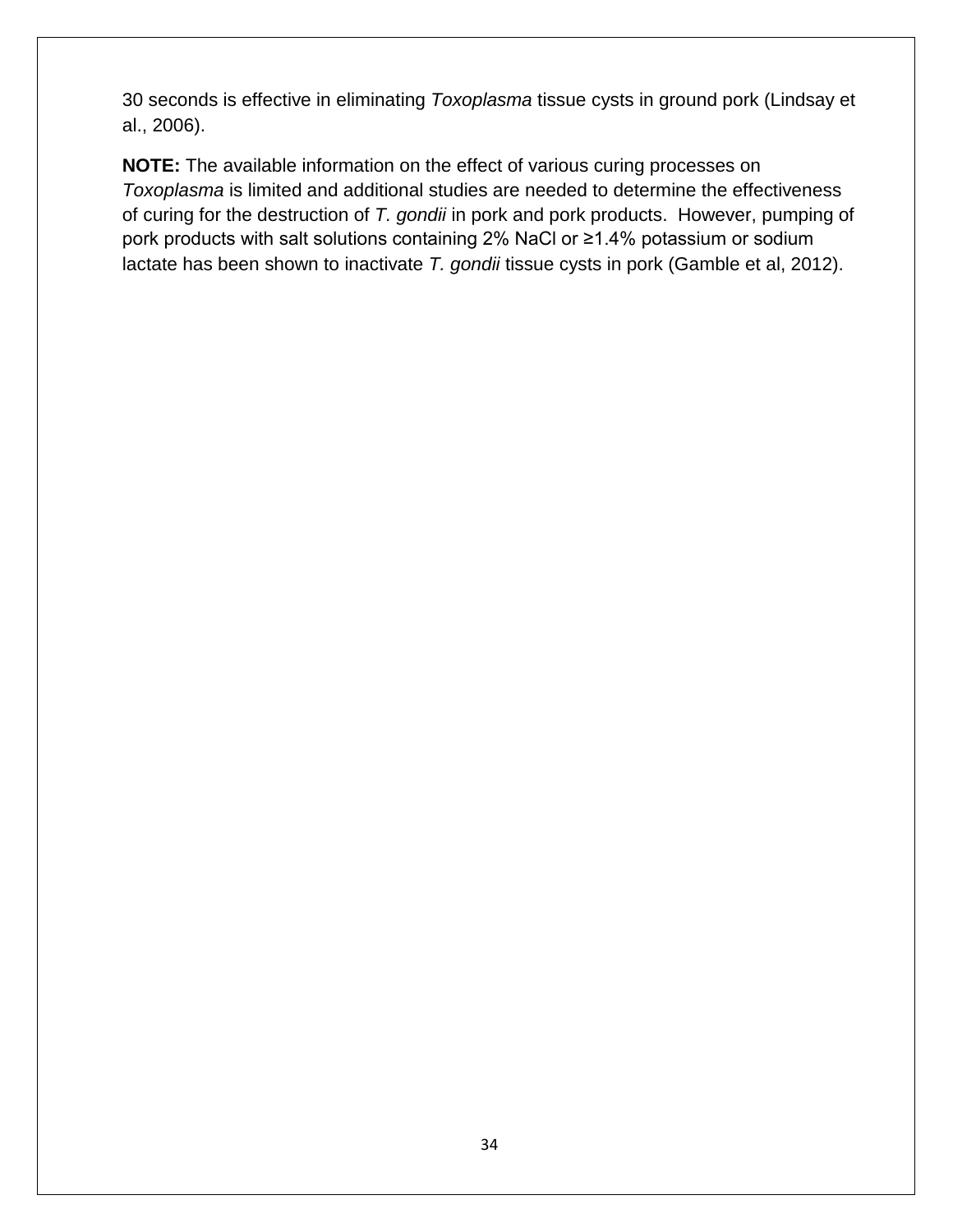30 seconds is effective in eliminating *Toxoplasma* tissue cysts in ground pork (Lindsay et al., 2006).

**NOTE:** The available information on the effect of various curing processes on *Toxoplasma* is limited and additional studies are needed to determine the effectiveness of curing for the destruction of *T. gondii* in pork and pork products. However, pumping of pork products with salt solutions containing 2% NaCl or ≥1.4% potassium or sodium lactate has been shown to inactivate *T. gondii* tissue cysts in pork (Gamble et al, 2012).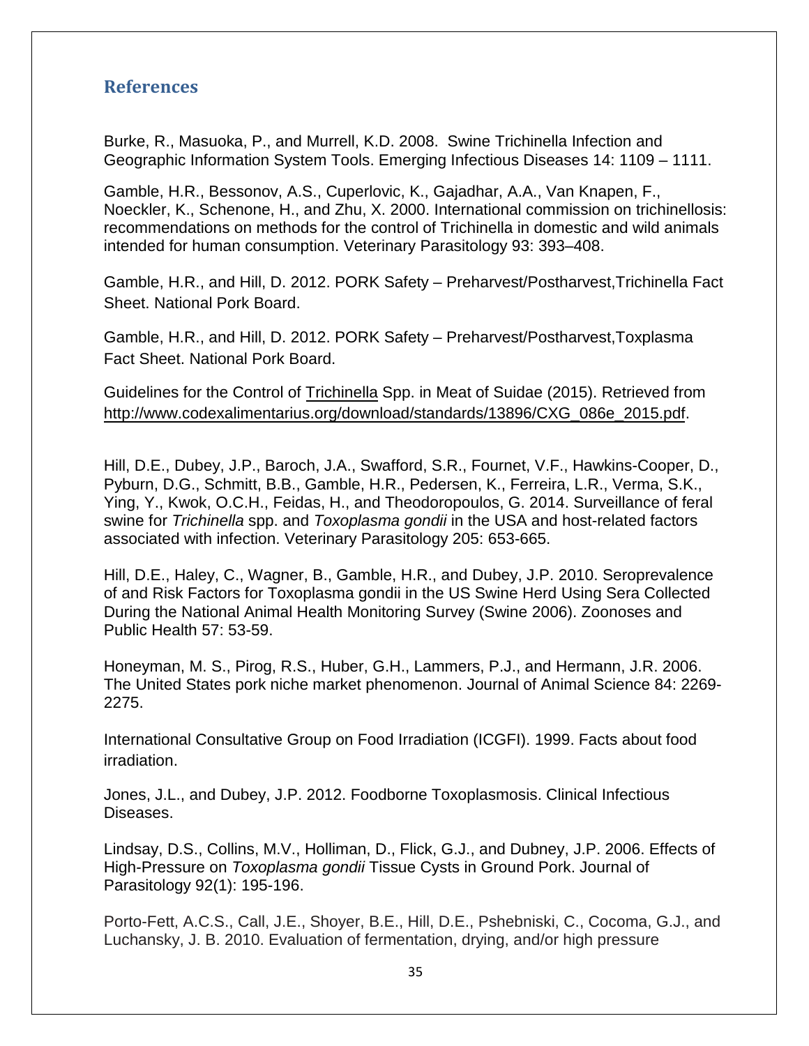## References

Burke, R., Masuoka, P., and Murrell, K.D. 2008. Swine Trichinella Infection and Geographic Information System Tools. Emerging Infectious Diseases 14: 1109 – 1111.

Gamble, H.R., Bessonov, A.S., Cuperlovic, K., Gajadhar, A.A., Van Knapen, F., Noeckler, K., Schenone, H., and Zhu, X. 2000. International commission on trichinellosis: recommendations on methods for the control of Trichinella in domestic and wild animals intended for human consumption. Veterinary Parasitology 93: 393–408.

Gamble, H.R., and Hill, D. 2012. PORK Safety – Preharvest/Postharvest,Trichinella Fact Sheet. National Pork Board.

Gamble, H.R., and Hill, D. 2012. PORK Safety – Preharvest/Postharvest,Toxplasma Fact Sheet. National Pork Board.

Guidelines for the Control of Trichinella Spp. in Meat of Suidae (2015). Retrieved from http://www.codexalimentarius.org/download/standards/13896/CXG_086e_2015.pdf.

Hill, D.E., Dubey, J.P., Baroch, J.A., Swafford, S.R., Fournet, V.F., Hawkins-Cooper, D., Pyburn, D.G., Schmitt, B.B., Gamble, H.R., Pedersen, K., Ferreira, L.R., Verma, S.K., Ying, Y., Kwok, O.C.H., Feidas, H., and Theodoropoulos, G. 2014. Surveillance of feral swine for *Trichinella* spp. and *Toxoplasma gondii* in the USA and host-related factors associated with infection. Veterinary Parasitology 205: 653-665.

Hill, D.E., Haley, C., Wagner, B., Gamble, H.R., and Dubey, J.P. 2010. Seroprevalence of and Risk Factors for Toxoplasma gondii in the US Swine Herd Using Sera Collected During the National Animal Health Monitoring Survey (Swine 2006). Zoonoses and Public Health 57: 53-59.

Honeyman, M. S., Pirog, R.S., Huber, G.H., Lammers, P.J., and Hermann, J.R. 2006. The United States pork niche market phenomenon. Journal of Animal Science 84: 2269-2275.

International Consultative Group on Food Irradiation (ICGFI). 1999. Facts about food irradiation.

Jones, J.L., and Dubey, J.P. 2012. Foodborne Toxoplasmosis. Clinical Infectious Diseases.

Lindsay, D.S., Collins, M.V., Holliman, D., Flick, G.J., and Dubney, J.P. 2006. Effects of High-Pressure on *Toxoplasma gondii* Tissue Cysts in Ground Pork. Journal of Parasitology 92(1): 195-196.

Porto-Fett, A.C.S., Call, J.E., Shoyer, B.E., Hill, D.E., Pshebniski, C., Cocoma, G.J., and Luchansky, J. B. 2010. Evaluation of fermentation, drying, and/or high pressure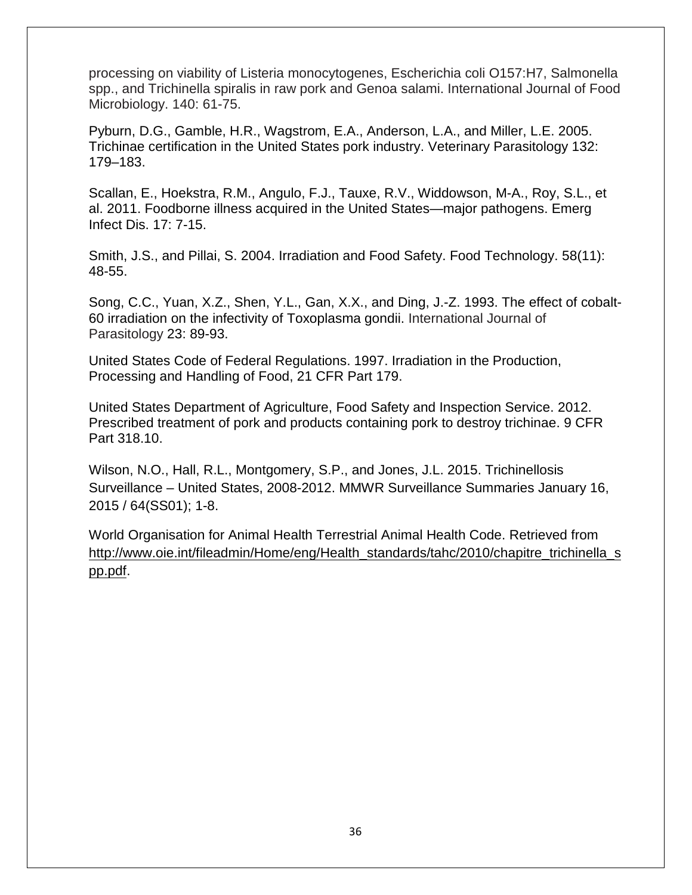processing on viability of Listeria monocytogenes, Escherichia coli O157:H7, Salmonella spp., and Trichinella spiralis in raw pork and Genoa salami. International Journal of Food Microbiology. 140: 61-75.

Pyburn, D.G., Gamble, H.R., Wagstrom, E.A., Anderson, L.A., and Miller, L.E. 2005. Trichinae certification in the United States pork industry. Veterinary Parasitology 132: 179–183.

Scallan, E., Hoekstra, R.M., Angulo, F.J., Tauxe, R.V., Widdowson, M-A., Roy, S.L., et al. 2011. Foodborne illness acquired in the United States—major pathogens. Emerg Infect Dis. 17: 7-15.

Smith, J.S., and Pillai, S. 2004. Irradiation and Food Safety. Food Technology. 58(11): 48-55.

Song, C.C., Yuan, X.Z., Shen, Y.L., Gan, X.X., and Ding, J.-Z. 1993. The effect of cobalt-60 irradiation on the infectivity of Toxoplasma gondii. International Journal of Parasitology 23: 89-93.

United States Code of Federal Regulations. 1997. Irradiation in the Production, Processing and Handling of Food, 21 CFR Part 179.

United States Department of Agriculture, Food Safety and Inspection Service. 2012. Prescribed treatment of pork and products containing pork to destroy trichinae. 9 CFR Part 318.10.

Wilson, N.O., Hall, R.L., Montgomery, S.P., and Jones, J.L. 2015. Trichinellosis Surveillance – United States, 2008-2012. MMWR Surveillance Summaries January 16, 2015 / 64(SS01); 1-8.

World Organisation for Animal Health Terrestrial Animal Health Code. Retrieved from http://www.oie.int/fileadmin/Home/eng/Health_standards/tahc/2010/chapitre_trichinella_spp.pdf.